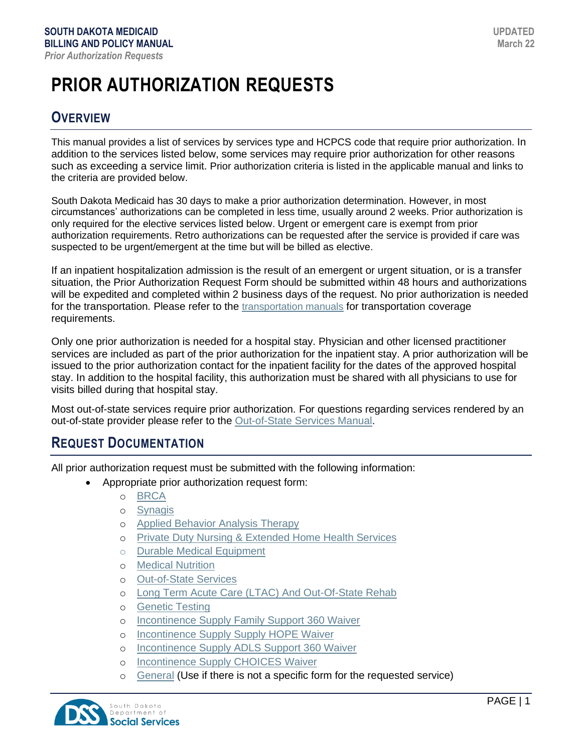# PRIOR AUTHORIZATION REQUESTS

## OVERVIEW

This manual provides a list of services by services type and HCPCS code that require prior authorization. In addition to the services listed below, some services may require prior authorization for other reasons such as exceeding a service limit. Prior authorization criteria is listed in the applicable manual and links to the criteria are provided below.

South Dakota Medicaid has 30 days to make a prior authorization determination. However, in most circumstances' authorizations can be completed in less time, usually around 2 weeks. Prior authorization is only required for the elective services listed below. Urgent or emergent care is exempt from prior authorization requirements. Retro authorizations can be requested after the service is provided if care was suspected to be urgent/emergent at the time but will be billed as elective.

If an inpatient hospitalization admission is the result of an emergent or urgent situation, or is a transfer situation, the Prior Authorization Request Form should be submitted within 48 hours and authorizations will be expedited and completed within 2 business days of the request. No prior authorization is needed for the transportation. Please refer to the transportation manuals for transportation coverage requirements.

Only one prior authorization is needed for a hospital stay. Physician and other licensed practitioner services are included as part of the prior authorization for the inpatient stay. A prior authorization will be issued to the prior authorization contact for the inpatient facility for the dates of the approved hospital stay. In addition to the hospital facility, this authorization must be shared with all physicians to use for visits billed during that hospital stay.

Most out-of-state services require prior authorization. For questions regarding services rendered by an out-of-state provider please refer to the Out-of-State Services Manual.

## REQUEST DOCUMENTATION

All prior authorization request must be submitted with the following information:

- Appropriate prior authorization request form:
  - BRCA
  - Synagis
  - Applied Behavior Analysis Therapy
  - Private Duty Nursing & Extended Home Health Services
  - Durable Medical Equipment
  - Medical Nutrition
  - Out-of-State Services
  - Long Term Acute Care (LTAC) And Out-Of-State Rehab
  - Genetic Testing
  - Incontinence Supply Family Support 360 Waiver
  - Incontinence Supply Supply HOPE Waiver
  - Incontinence Supply ADLS Support 360 Waiver
  - Incontinence Supply CHOICES Waiver
  - General (Use if there is not a specific form for the requested service)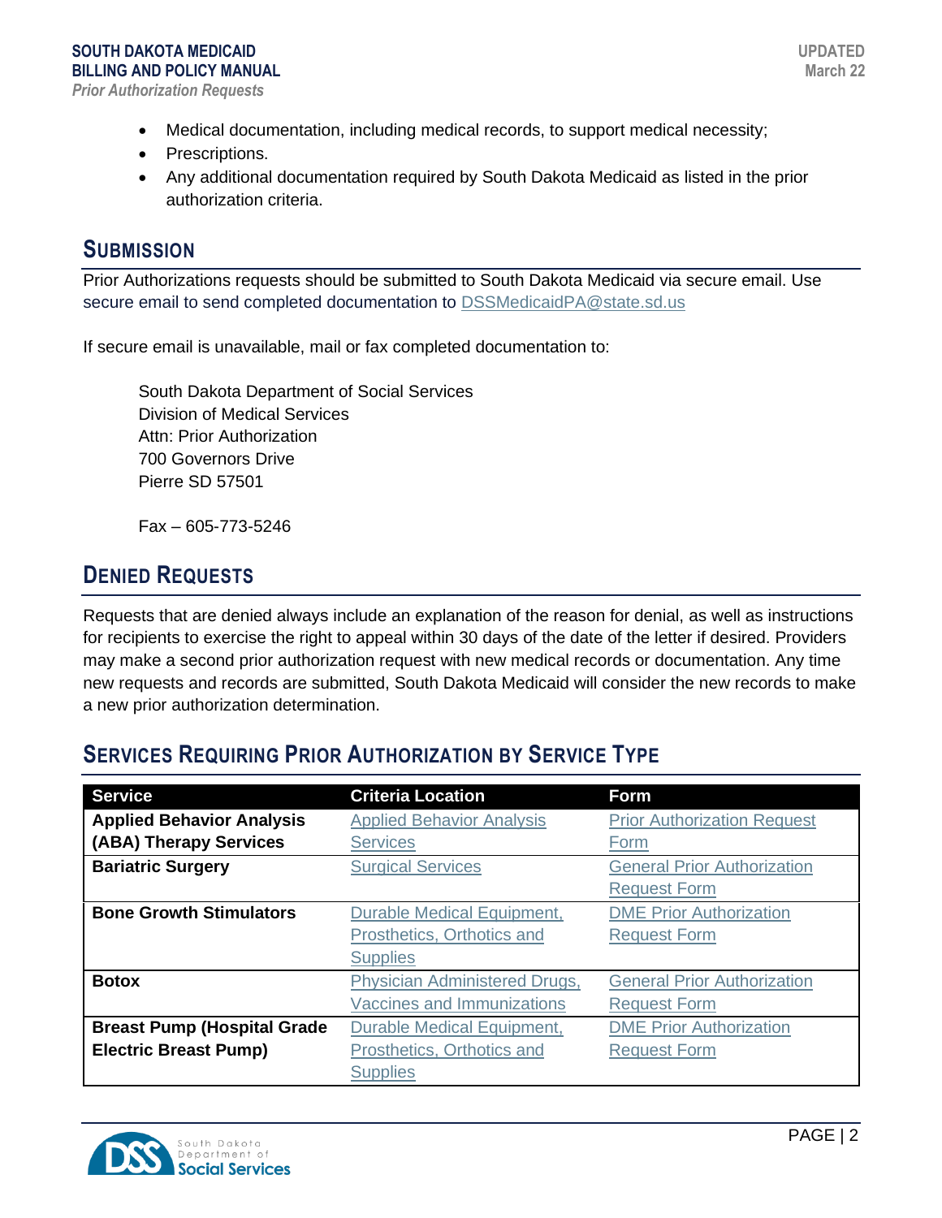- Medical documentation, including medical records, to support medical necessity;
- Prescriptions.
- Any additional documentation required by South Dakota Medicaid as listed in the prior authorization criteria.

## Submission

Prior Authorizations requests should be submitted to South Dakota Medicaid via secure email. Use secure email to send completed documentation to DSSMedicaidPA@state.sd.us

If secure email is unavailable, mail or fax completed documentation to:

South Dakota Department of Social Services
Division of Medical Services
Attn: Prior Authorization
700 Governors Drive
Pierre SD 57501

Fax – 605-773-5246

## Denied Requests

Requests that are denied always include an explanation of the reason for denial, as well as instructions for recipients to exercise the right to appeal within 30 days of the date of the letter if desired. Providers may make a second prior authorization request with new medical records or documentation. Any time new requests and records are submitted, South Dakota Medicaid will consider the new records to make a new prior authorization determination.

## Services Requiring Prior Authorization by Service Type

| Service | Criteria Location | Form |
|---|---|---|
| **Applied Behavior Analysis (ABA) Therapy Services** | Applied Behavior Analysis Services | Prior Authorization Request Form |
| **Bariatric Surgery** | Surgical Services | General Prior Authorization Request Form |
| **Bone Growth Stimulators** | Durable Medical Equipment, Prosthetics, Orthotics and Supplies | DME Prior Authorization Request Form |
| **Botox** | Physician Administered Drugs, Vaccines and Immunizations | General Prior Authorization Request Form |
| **Breast Pump (Hospital Grade Electric Breast Pump)** | Durable Medical Equipment, Prosthetics, Orthotics and Supplies | DME Prior Authorization Request Form |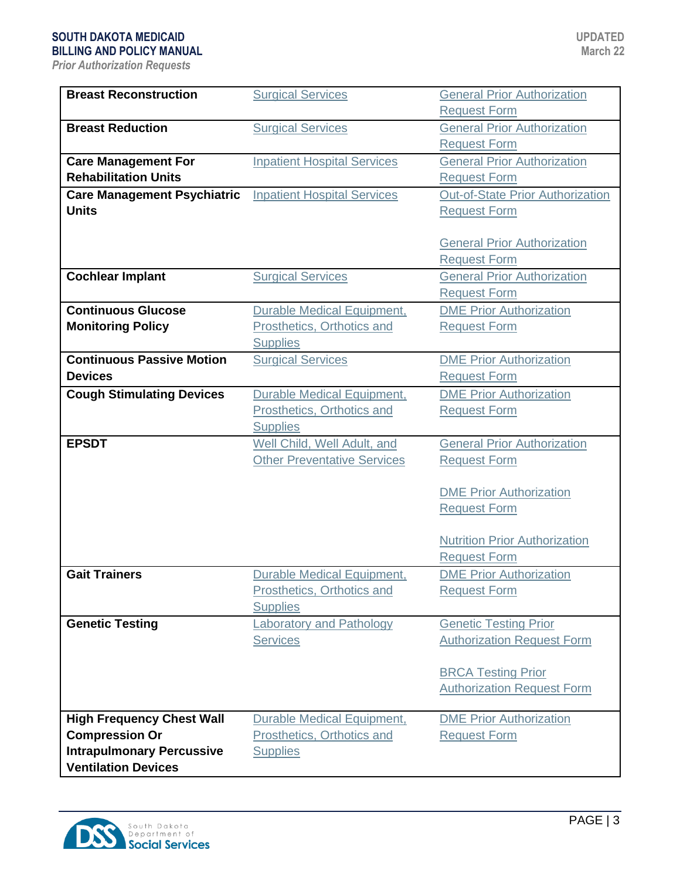| | | |
|---|---|---|
| **Breast Reconstruction** | Surgical Services | General Prior Authorization Request Form |
| **Breast Reduction** | Surgical Services | General Prior Authorization Request Form |
| **Care Management For Rehabilitation Units** | Inpatient Hospital Services | General Prior Authorization Request Form |
| **Care Management Psychiatric Units** | Inpatient Hospital Services | Out-of-State Prior Authorization Request Form<br><br>General Prior Authorization Request Form |
| **Cochlear Implant** | Surgical Services | General Prior Authorization Request Form |
| **Continuous Glucose Monitoring Policy** | Durable Medical Equipment, Prosthetics, Orthotics and Supplies | DME Prior Authorization Request Form |
| **Continuous Passive Motion Devices** | Surgical Services | DME Prior Authorization Request Form |
| **Cough Stimulating Devices** | Durable Medical Equipment, Prosthetics, Orthotics and Supplies | DME Prior Authorization Request Form |
| **EPSDT** | Well Child, Well Adult, and Other Preventative Services | General Prior Authorization Request Form<br><br>DME Prior Authorization Request Form<br><br>Nutrition Prior Authorization Request Form |
| **Gait Trainers** | Durable Medical Equipment, Prosthetics, Orthotics and Supplies | DME Prior Authorization Request Form |
| **Genetic Testing** | Laboratory and Pathology Services | Genetic Testing Prior Authorization Request Form<br><br>BRCA Testing Prior Authorization Request Form |
| **High Frequency Chest Wall Compression Or Intrapulmonary Percussive Ventilation Devices** | Durable Medical Equipment, Prosthetics, Orthotics and Supplies | DME Prior Authorization Request Form |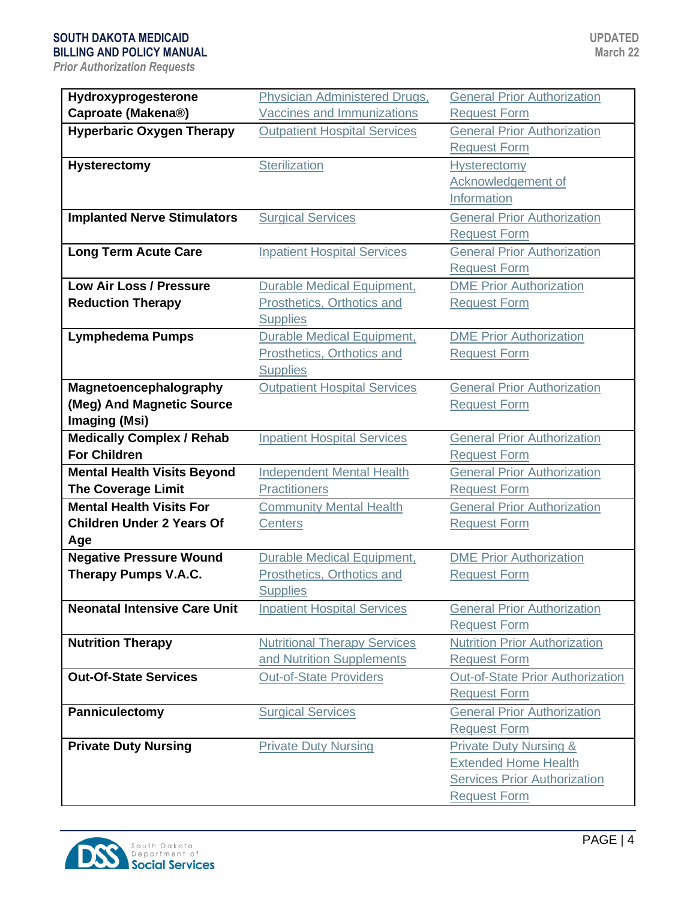| Hydroxyprogesterone Caproate (Makena®) | Physician Administered Drugs, Vaccines and Immunizations | General Prior Authorization Request Form |
|---|---|---|
| **Hyperbaric Oxygen Therapy** | Outpatient Hospital Services | General Prior Authorization Request Form |
| **Hysterectomy** | Sterilization | Hysterectomy Acknowledgement of Information |
| **Implanted Nerve Stimulators** | Surgical Services | General Prior Authorization Request Form |
| **Long Term Acute Care** | Inpatient Hospital Services | General Prior Authorization Request Form |
| **Low Air Loss / Pressure Reduction Therapy** | Durable Medical Equipment, Prosthetics, Orthotics and Supplies | DME Prior Authorization Request Form |
| **Lymphedema Pumps** | Durable Medical Equipment, Prosthetics, Orthotics and Supplies | DME Prior Authorization Request Form |
| **Magnetoencephalography (Meg) And Magnetic Source Imaging (Msi)** | Outpatient Hospital Services | General Prior Authorization Request Form |
| **Medically Complex / Rehab For Children** | Inpatient Hospital Services | General Prior Authorization Request Form |
| **Mental Health Visits Beyond The Coverage Limit** | Independent Mental Health Practitioners | General Prior Authorization Request Form |
| **Mental Health Visits For Children Under 2 Years Of Age** | Community Mental Health Centers | General Prior Authorization Request Form |
| **Negative Pressure Wound Therapy Pumps V.A.C.** | Durable Medical Equipment, Prosthetics, Orthotics and Supplies | DME Prior Authorization Request Form |
| **Neonatal Intensive Care Unit** | Inpatient Hospital Services | General Prior Authorization Request Form |
| **Nutrition Therapy** | Nutritional Therapy Services and Nutrition Supplements | Nutrition Prior Authorization Request Form |
| **Out-Of-State Services** | Out-of-State Providers | Out-of-State Prior Authorization Request Form |
| **Panniculectomy** | Surgical Services | General Prior Authorization Request Form |
| **Private Duty Nursing** | Private Duty Nursing | Private Duty Nursing & Extended Home Health Services Prior Authorization Request Form |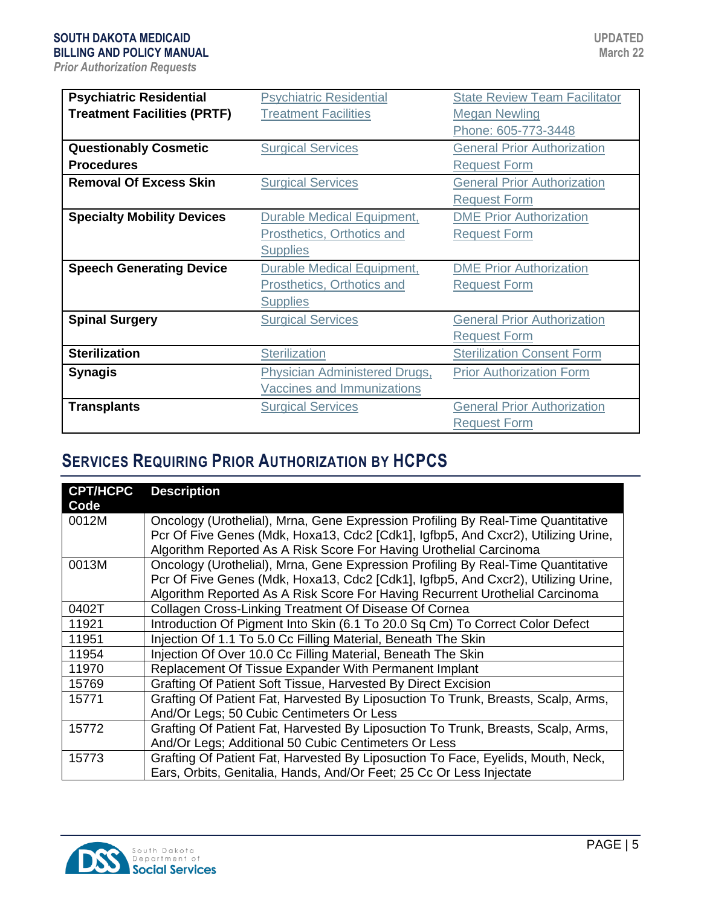| | | |
|---|---|---|
| **Psychiatric Residential Treatment Facilities (PRTF)** | Psychiatric Residential Treatment Facilities | State Review Team Facilitator Megan Newling Phone: 605-773-3448 |
| **Questionably Cosmetic Procedures** | Surgical Services | General Prior Authorization Request Form |
| **Removal Of Excess Skin** | Surgical Services | General Prior Authorization Request Form |
| **Specialty Mobility Devices** | Durable Medical Equipment, Prosthetics, Orthotics and Supplies | DME Prior Authorization Request Form |
| **Speech Generating Device** | Durable Medical Equipment, Prosthetics, Orthotics and Supplies | DME Prior Authorization Request Form |
| **Spinal Surgery** | Surgical Services | General Prior Authorization Request Form |
| **Sterilization** | Sterilization | Sterilization Consent Form |
| **Synagis** | Physician Administered Drugs, Vaccines and Immunizations | Prior Authorization Form |
| **Transplants** | Surgical Services | General Prior Authorization Request Form |

## SERVICES REQUIRING PRIOR AUTHORIZATION BY HCPCS

| CPT/HCPC Code | Description |
|---|---|
| 0012M | Oncology (Urothelial), Mrna, Gene Expression Profiling By Real-Time Quantitative Pcr Of Five Genes (Mdk, Hoxa13, Cdc2 [Cdk1], Igfbp5, And Cxcr2), Utilizing Urine, Algorithm Reported As A Risk Score For Having Urothelial Carcinoma |
| 0013M | Oncology (Urothelial), Mrna, Gene Expression Profiling By Real-Time Quantitative Pcr Of Five Genes (Mdk, Hoxa13, Cdc2 [Cdk1], Igfbp5, And Cxcr2), Utilizing Urine, Algorithm Reported As A Risk Score For Having Recurrent Urothelial Carcinoma |
| 0402T | Collagen Cross-Linking Treatment Of Disease Of Cornea |
| 11921 | Introduction Of Pigment Into Skin (6.1 To 20.0 Sq Cm) To Correct Color Defect |
| 11951 | Injection Of 1.1 To 5.0 Cc Filling Material, Beneath The Skin |
| 11954 | Injection Of Over 10.0 Cc Filling Material, Beneath The Skin |
| 11970 | Replacement Of Tissue Expander With Permanent Implant |
| 15769 | Grafting Of Patient Soft Tissue, Harvested By Direct Excision |
| 15771 | Grafting Of Patient Fat, Harvested By Liposuction To Trunk, Breasts, Scalp, Arms, And/Or Legs; 50 Cubic Centimeters Or Less |
| 15772 | Grafting Of Patient Fat, Harvested By Liposuction To Trunk, Breasts, Scalp, Arms, And/Or Legs; Additional 50 Cubic Centimeters Or Less |
| 15773 | Grafting Of Patient Fat, Harvested By Liposuction To Face, Eyelids, Mouth, Neck, Ears, Orbits, Genitalia, Hands, And/Or Feet; 25 Cc Or Less Injectate |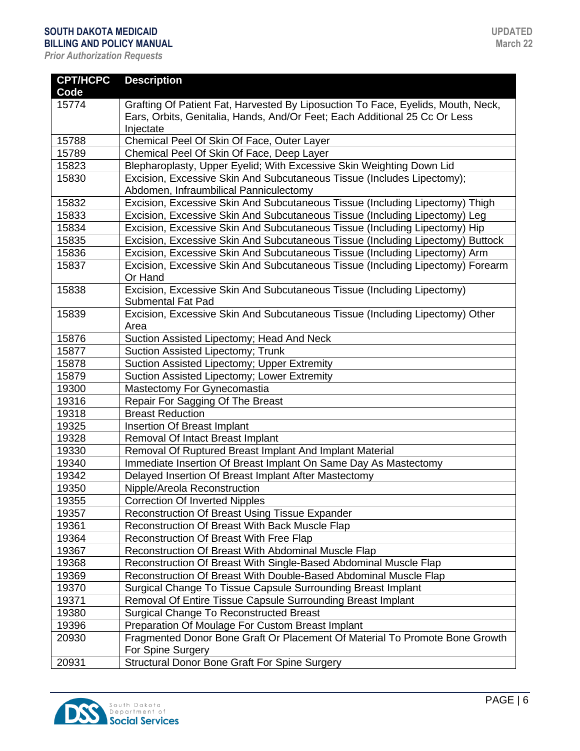| CPT/HCPC Code | Description |
|---|---|
| 15774 | Grafting Of Patient Fat, Harvested By Liposuction To Face, Eyelids, Mouth, Neck, Ears, Orbits, Genitalia, Hands, And/Or Feet; Each Additional 25 Cc Or Less Injectate |
| 15788 | Chemical Peel Of Skin Of Face, Outer Layer |
| 15789 | Chemical Peel Of Skin Of Face, Deep Layer |
| 15823 | Blepharoplasty, Upper Eyelid; With Excessive Skin Weighting Down Lid |
| 15830 | Excision, Excessive Skin And Subcutaneous Tissue (Includes Lipectomy); Abdomen, Infraumbilical Panniculectomy |
| 15832 | Excision, Excessive Skin And Subcutaneous Tissue (Including Lipectomy) Thigh |
| 15833 | Excision, Excessive Skin And Subcutaneous Tissue (Including Lipectomy) Leg |
| 15834 | Excision, Excessive Skin And Subcutaneous Tissue (Including Lipectomy) Hip |
| 15835 | Excision, Excessive Skin And Subcutaneous Tissue (Including Lipectomy) Buttock |
| 15836 | Excision, Excessive Skin And Subcutaneous Tissue (Including Lipectomy) Arm |
| 15837 | Excision, Excessive Skin And Subcutaneous Tissue (Including Lipectomy) Forearm Or Hand |
| 15838 | Excision, Excessive Skin And Subcutaneous Tissue (Including Lipectomy) Submental Fat Pad |
| 15839 | Excision, Excessive Skin And Subcutaneous Tissue (Including Lipectomy) Other Area |
| 15876 | Suction Assisted Lipectomy; Head And Neck |
| 15877 | Suction Assisted Lipectomy; Trunk |
| 15878 | Suction Assisted Lipectomy; Upper Extremity |
| 15879 | Suction Assisted Lipectomy; Lower Extremity |
| 19300 | Mastectomy For Gynecomastia |
| 19316 | Repair For Sagging Of The Breast |
| 19318 | Breast Reduction |
| 19325 | Insertion Of Breast Implant |
| 19328 | Removal Of Intact Breast Implant |
| 19330 | Removal Of Ruptured Breast Implant And Implant Material |
| 19340 | Immediate Insertion Of Breast Implant On Same Day As Mastectomy |
| 19342 | Delayed Insertion Of Breast Implant After Mastectomy |
| 19350 | Nipple/Areola Reconstruction |
| 19355 | Correction Of Inverted Nipples |
| 19357 | Reconstruction Of Breast Using Tissue Expander |
| 19361 | Reconstruction Of Breast With Back Muscle Flap |
| 19364 | Reconstruction Of Breast With Free Flap |
| 19367 | Reconstruction Of Breast With Abdominal Muscle Flap |
| 19368 | Reconstruction Of Breast With Single-Based Abdominal Muscle Flap |
| 19369 | Reconstruction Of Breast With Double-Based Abdominal Muscle Flap |
| 19370 | Surgical Change To Tissue Capsule Surrounding Breast Implant |
| 19371 | Removal Of Entire Tissue Capsule Surrounding Breast Implant |
| 19380 | Surgical Change To Reconstructed Breast |
| 19396 | Preparation Of Moulage For Custom Breast Implant |
| 20930 | Fragmented Donor Bone Graft Or Placement Of Material To Promote Bone Growth For Spine Surgery |
| 20931 | Structural Donor Bone Graft For Spine Surgery |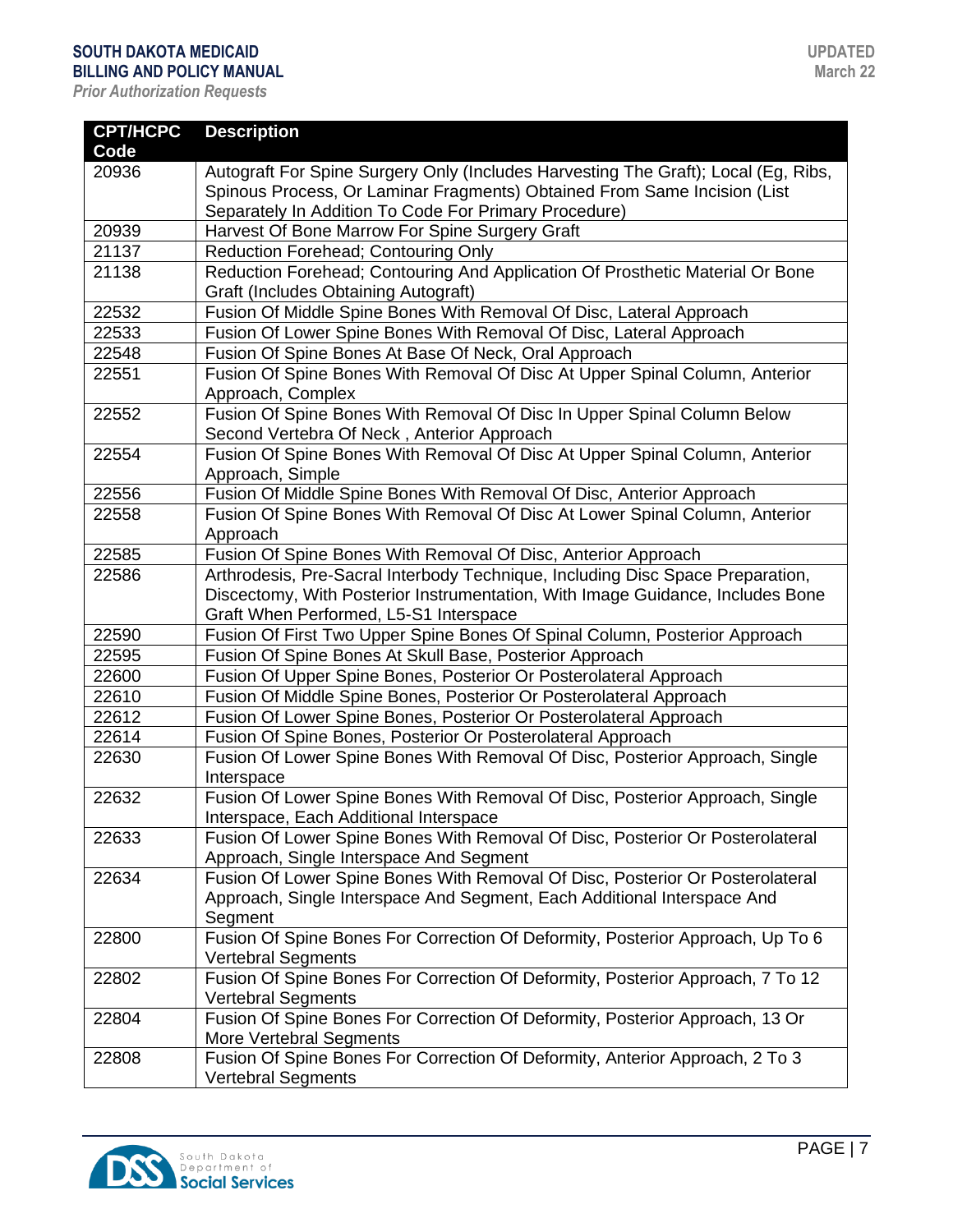| CPT/HCPC Code | Description |
|---|---|
| 20936 | Autograft For Spine Surgery Only (Includes Harvesting The Graft); Local (Eg, Ribs, Spinous Process, Or Laminar Fragments) Obtained From Same Incision (List Separately In Addition To Code For Primary Procedure) |
| 20939 | Harvest Of Bone Marrow For Spine Surgery Graft |
| 21137 | Reduction Forehead; Contouring Only |
| 21138 | Reduction Forehead; Contouring And Application Of Prosthetic Material Or Bone Graft (Includes Obtaining Autograft) |
| 22532 | Fusion Of Middle Spine Bones With Removal Of Disc, Lateral Approach |
| 22533 | Fusion Of Lower Spine Bones With Removal Of Disc, Lateral Approach |
| 22548 | Fusion Of Spine Bones At Base Of Neck, Oral Approach |
| 22551 | Fusion Of Spine Bones With Removal Of Disc At Upper Spinal Column, Anterior Approach, Complex |
| 22552 | Fusion Of Spine Bones With Removal Of Disc In Upper Spinal Column Below Second Vertebra Of Neck , Anterior Approach |
| 22554 | Fusion Of Spine Bones With Removal Of Disc At Upper Spinal Column, Anterior Approach, Simple |
| 22556 | Fusion Of Middle Spine Bones With Removal Of Disc, Anterior Approach |
| 22558 | Fusion Of Spine Bones With Removal Of Disc At Lower Spinal Column, Anterior Approach |
| 22585 | Fusion Of Spine Bones With Removal Of Disc, Anterior Approach |
| 22586 | Arthrodesis, Pre-Sacral Interbody Technique, Including Disc Space Preparation, Discectomy, With Posterior Instrumentation, With Image Guidance, Includes Bone Graft When Performed, L5-S1 Interspace |
| 22590 | Fusion Of First Two Upper Spine Bones Of Spinal Column, Posterior Approach |
| 22595 | Fusion Of Spine Bones At Skull Base, Posterior Approach |
| 22600 | Fusion Of Upper Spine Bones, Posterior Or Posterolateral Approach |
| 22610 | Fusion Of Middle Spine Bones, Posterior Or Posterolateral Approach |
| 22612 | Fusion Of Lower Spine Bones, Posterior Or Posterolateral Approach |
| 22614 | Fusion Of Spine Bones, Posterior Or Posterolateral Approach |
| 22630 | Fusion Of Lower Spine Bones With Removal Of Disc, Posterior Approach, Single Interspace |
| 22632 | Fusion Of Lower Spine Bones With Removal Of Disc, Posterior Approach, Single Interspace, Each Additional Interspace |
| 22633 | Fusion Of Lower Spine Bones With Removal Of Disc, Posterior Or Posterolateral Approach, Single Interspace And Segment |
| 22634 | Fusion Of Lower Spine Bones With Removal Of Disc, Posterior Or Posterolateral Approach, Single Interspace And Segment, Each Additional Interspace And Segment |
| 22800 | Fusion Of Spine Bones For Correction Of Deformity, Posterior Approach, Up To 6 Vertebral Segments |
| 22802 | Fusion Of Spine Bones For Correction Of Deformity, Posterior Approach, 7 To 12 Vertebral Segments |
| 22804 | Fusion Of Spine Bones For Correction Of Deformity, Posterior Approach, 13 Or More Vertebral Segments |
| 22808 | Fusion Of Spine Bones For Correction Of Deformity, Anterior Approach, 2 To 3 Vertebral Segments |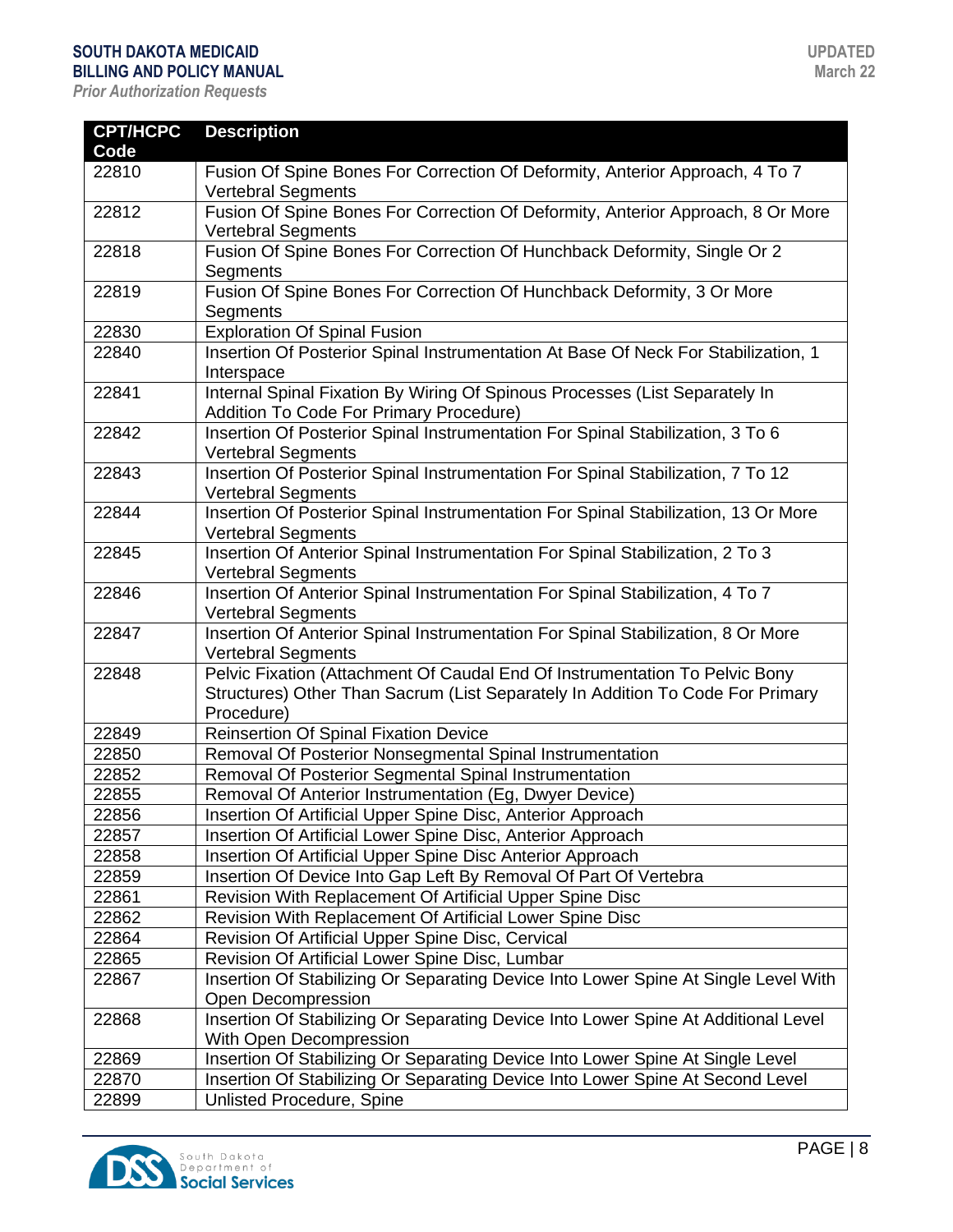| CPT/HCPC Code | Description |
|---|---|
| 22810 | Fusion Of Spine Bones For Correction Of Deformity, Anterior Approach, 4 To 7 Vertebral Segments |
| 22812 | Fusion Of Spine Bones For Correction Of Deformity, Anterior Approach, 8 Or More Vertebral Segments |
| 22818 | Fusion Of Spine Bones For Correction Of Hunchback Deformity, Single Or 2 Segments |
| 22819 | Fusion Of Spine Bones For Correction Of Hunchback Deformity, 3 Or More Segments |
| 22830 | Exploration Of Spinal Fusion |
| 22840 | Insertion Of Posterior Spinal Instrumentation At Base Of Neck For Stabilization, 1 Interspace |
| 22841 | Internal Spinal Fixation By Wiring Of Spinous Processes (List Separately In Addition To Code For Primary Procedure) |
| 22842 | Insertion Of Posterior Spinal Instrumentation For Spinal Stabilization, 3 To 6 Vertebral Segments |
| 22843 | Insertion Of Posterior Spinal Instrumentation For Spinal Stabilization, 7 To 12 Vertebral Segments |
| 22844 | Insertion Of Posterior Spinal Instrumentation For Spinal Stabilization, 13 Or More Vertebral Segments |
| 22845 | Insertion Of Anterior Spinal Instrumentation For Spinal Stabilization, 2 To 3 Vertebral Segments |
| 22846 | Insertion Of Anterior Spinal Instrumentation For Spinal Stabilization, 4 To 7 Vertebral Segments |
| 22847 | Insertion Of Anterior Spinal Instrumentation For Spinal Stabilization, 8 Or More Vertebral Segments |
| 22848 | Pelvic Fixation (Attachment Of Caudal End Of Instrumentation To Pelvic Bony Structures) Other Than Sacrum (List Separately In Addition To Code For Primary Procedure) |
| 22849 | Reinsertion Of Spinal Fixation Device |
| 22850 | Removal Of Posterior Nonsegmental Spinal Instrumentation |
| 22852 | Removal Of Posterior Segmental Spinal Instrumentation |
| 22855 | Removal Of Anterior Instrumentation (Eg, Dwyer Device) |
| 22856 | Insertion Of Artificial Upper Spine Disc, Anterior Approach |
| 22857 | Insertion Of Artificial Lower Spine Disc, Anterior Approach |
| 22858 | Insertion Of Artificial Upper Spine Disc Anterior Approach |
| 22859 | Insertion Of Device Into Gap Left By Removal Of Part Of Vertebra |
| 22861 | Revision With Replacement Of Artificial Upper Spine Disc |
| 22862 | Revision With Replacement Of Artificial Lower Spine Disc |
| 22864 | Revision Of Artificial Upper Spine Disc, Cervical |
| 22865 | Revision Of Artificial Lower Spine Disc, Lumbar |
| 22867 | Insertion Of Stabilizing Or Separating Device Into Lower Spine At Single Level With Open Decompression |
| 22868 | Insertion Of Stabilizing Or Separating Device Into Lower Spine At Additional Level With Open Decompression |
| 22869 | Insertion Of Stabilizing Or Separating Device Into Lower Spine At Single Level |
| 22870 | Insertion Of Stabilizing Or Separating Device Into Lower Spine At Second Level |
| 22899 | Unlisted Procedure, Spine |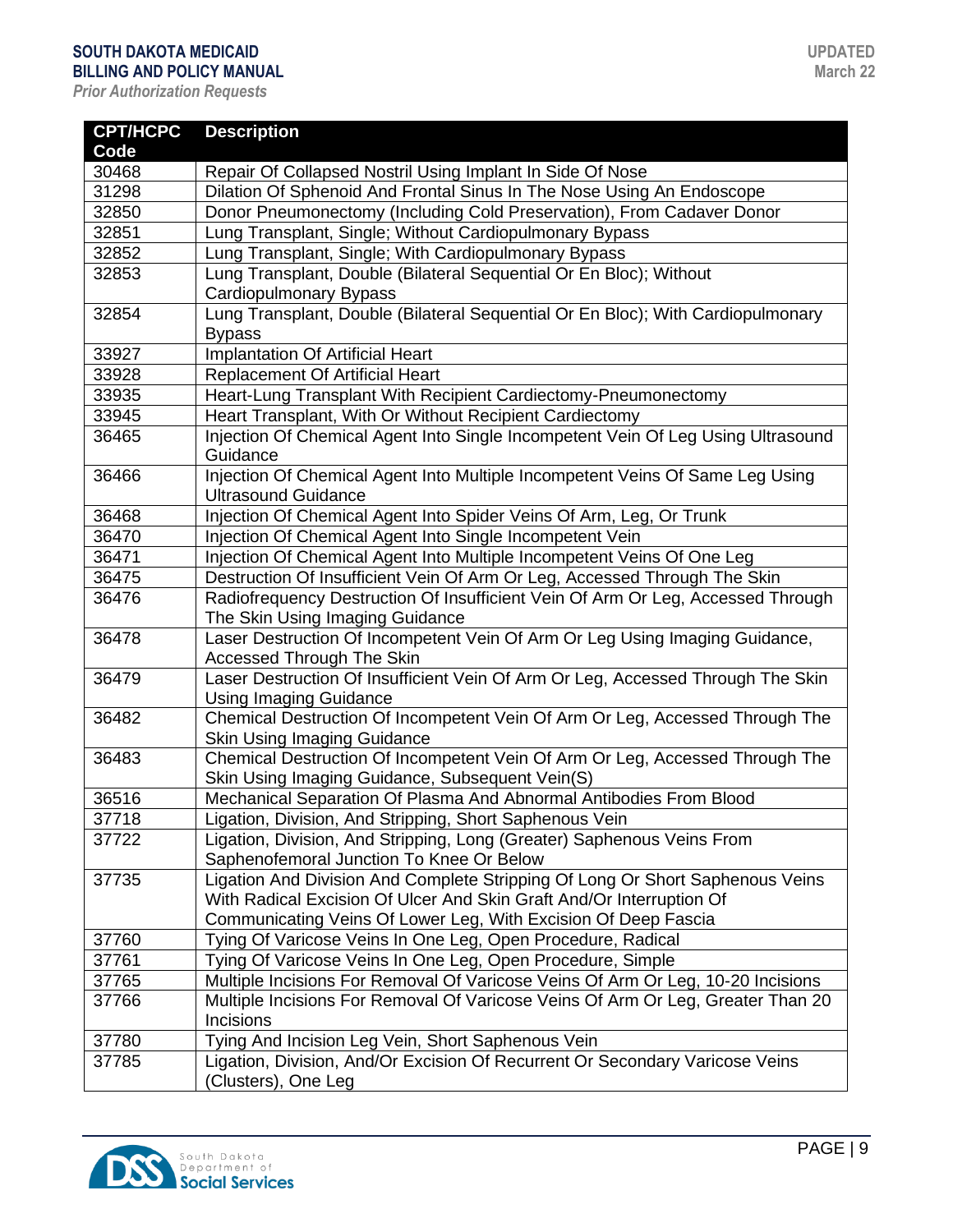| CPT/HCPC Code | Description |
|---|---|
| 30468 | Repair Of Collapsed Nostril Using Implant In Side Of Nose |
| 31298 | Dilation Of Sphenoid And Frontal Sinus In The Nose Using An Endoscope |
| 32850 | Donor Pneumonectomy (Including Cold Preservation), From Cadaver Donor |
| 32851 | Lung Transplant, Single; Without Cardiopulmonary Bypass |
| 32852 | Lung Transplant, Single; With Cardiopulmonary Bypass |
| 32853 | Lung Transplant, Double (Bilateral Sequential Or En Bloc); Without Cardiopulmonary Bypass |
| 32854 | Lung Transplant, Double (Bilateral Sequential Or En Bloc); With Cardiopulmonary Bypass |
| 33927 | Implantation Of Artificial Heart |
| 33928 | Replacement Of Artificial Heart |
| 33935 | Heart-Lung Transplant With Recipient Cardiectomy-Pneumonectomy |
| 33945 | Heart Transplant, With Or Without Recipient Cardiectomy |
| 36465 | Injection Of Chemical Agent Into Single Incompetent Vein Of Leg Using Ultrasound Guidance |
| 36466 | Injection Of Chemical Agent Into Multiple Incompetent Veins Of Same Leg Using Ultrasound Guidance |
| 36468 | Injection Of Chemical Agent Into Spider Veins Of Arm, Leg, Or Trunk |
| 36470 | Injection Of Chemical Agent Into Single Incompetent Vein |
| 36471 | Injection Of Chemical Agent Into Multiple Incompetent Veins Of One Leg |
| 36475 | Destruction Of Insufficient Vein Of Arm Or Leg, Accessed Through The Skin |
| 36476 | Radiofrequency Destruction Of Insufficient Vein Of Arm Or Leg, Accessed Through The Skin Using Imaging Guidance |
| 36478 | Laser Destruction Of Incompetent Vein Of Arm Or Leg Using Imaging Guidance, Accessed Through The Skin |
| 36479 | Laser Destruction Of Insufficient Vein Of Arm Or Leg, Accessed Through The Skin Using Imaging Guidance |
| 36482 | Chemical Destruction Of Incompetent Vein Of Arm Or Leg, Accessed Through The Skin Using Imaging Guidance |
| 36483 | Chemical Destruction Of Incompetent Vein Of Arm Or Leg, Accessed Through The Skin Using Imaging Guidance, Subsequent Vein(S) |
| 36516 | Mechanical Separation Of Plasma And Abnormal Antibodies From Blood |
| 37718 | Ligation, Division, And Stripping, Short Saphenous Vein |
| 37722 | Ligation, Division, And Stripping, Long (Greater) Saphenous Veins From Saphenofemoral Junction To Knee Or Below |
| 37735 | Ligation And Division And Complete Stripping Of Long Or Short Saphenous Veins With Radical Excision Of Ulcer And Skin Graft And/Or Interruption Of Communicating Veins Of Lower Leg, With Excision Of Deep Fascia |
| 37760 | Tying Of Varicose Veins In One Leg, Open Procedure, Radical |
| 37761 | Tying Of Varicose Veins In One Leg, Open Procedure, Simple |
| 37765 | Multiple Incisions For Removal Of Varicose Veins Of Arm Or Leg, 10-20 Incisions |
| 37766 | Multiple Incisions For Removal Of Varicose Veins Of Arm Or Leg, Greater Than 20 Incisions |
| 37780 | Tying And Incision Leg Vein, Short Saphenous Vein |
| 37785 | Ligation, Division, And/Or Excision Of Recurrent Or Secondary Varicose Veins (Clusters), One Leg |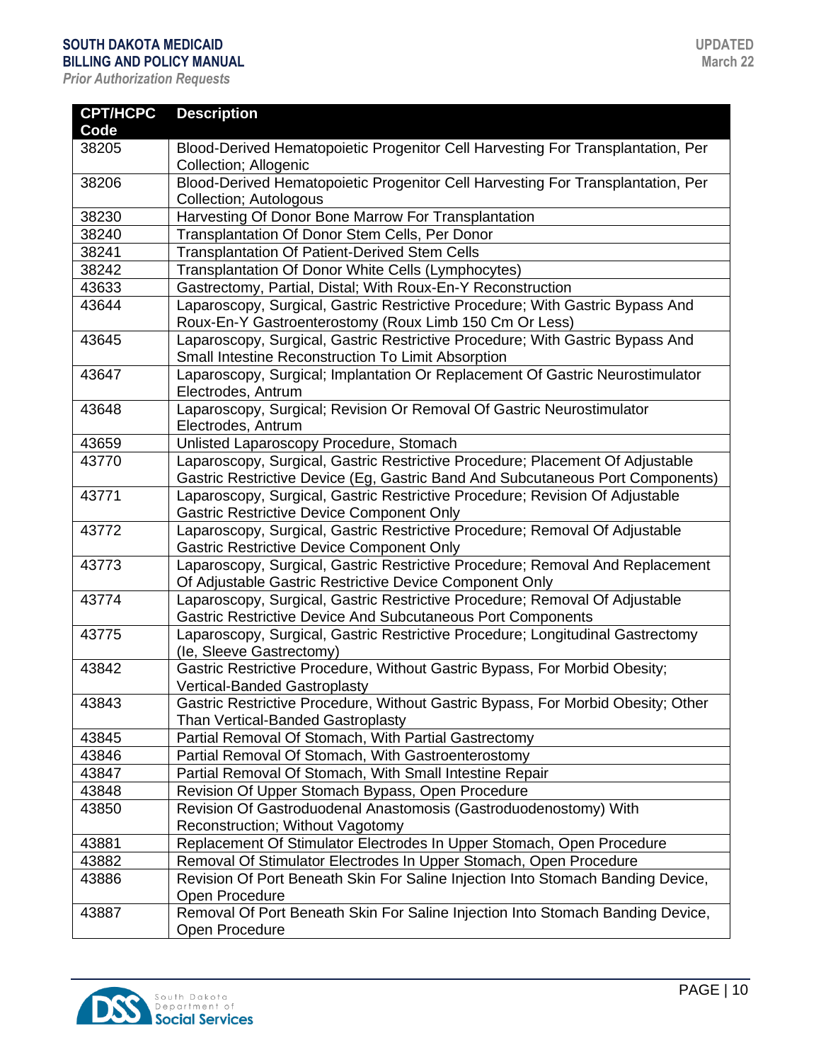| CPT/HCPC Code | Description |
|---|---|
| 38205 | Blood-Derived Hematopoietic Progenitor Cell Harvesting For Transplantation, Per Collection; Allogenic |
| 38206 | Blood-Derived Hematopoietic Progenitor Cell Harvesting For Transplantation, Per Collection; Autologous |
| 38230 | Harvesting Of Donor Bone Marrow For Transplantation |
| 38240 | Transplantation Of Donor Stem Cells, Per Donor |
| 38241 | Transplantation Of Patient-Derived Stem Cells |
| 38242 | Transplantation Of Donor White Cells (Lymphocytes) |
| 43633 | Gastrectomy, Partial, Distal; With Roux-En-Y Reconstruction |
| 43644 | Laparoscopy, Surgical, Gastric Restrictive Procedure; With Gastric Bypass And Roux-En-Y Gastroenterostomy (Roux Limb 150 Cm Or Less) |
| 43645 | Laparoscopy, Surgical, Gastric Restrictive Procedure; With Gastric Bypass And Small Intestine Reconstruction To Limit Absorption |
| 43647 | Laparoscopy, Surgical; Implantation Or Replacement Of Gastric Neurostimulator Electrodes, Antrum |
| 43648 | Laparoscopy, Surgical; Revision Or Removal Of Gastric Neurostimulator Electrodes, Antrum |
| 43659 | Unlisted Laparoscopy Procedure, Stomach |
| 43770 | Laparoscopy, Surgical, Gastric Restrictive Procedure; Placement Of Adjustable Gastric Restrictive Device (Eg, Gastric Band And Subcutaneous Port Components) |
| 43771 | Laparoscopy, Surgical, Gastric Restrictive Procedure; Revision Of Adjustable Gastric Restrictive Device Component Only |
| 43772 | Laparoscopy, Surgical, Gastric Restrictive Procedure; Removal Of Adjustable Gastric Restrictive Device Component Only |
| 43773 | Laparoscopy, Surgical, Gastric Restrictive Procedure; Removal And Replacement Of Adjustable Gastric Restrictive Device Component Only |
| 43774 | Laparoscopy, Surgical, Gastric Restrictive Procedure; Removal Of Adjustable Gastric Restrictive Device And Subcutaneous Port Components |
| 43775 | Laparoscopy, Surgical, Gastric Restrictive Procedure; Longitudinal Gastrectomy (Ie, Sleeve Gastrectomy) |
| 43842 | Gastric Restrictive Procedure, Without Gastric Bypass, For Morbid Obesity; Vertical-Banded Gastroplasty |
| 43843 | Gastric Restrictive Procedure, Without Gastric Bypass, For Morbid Obesity; Other Than Vertical-Banded Gastroplasty |
| 43845 | Partial Removal Of Stomach, With Partial Gastrectomy |
| 43846 | Partial Removal Of Stomach, With Gastroenterostomy |
| 43847 | Partial Removal Of Stomach, With Small Intestine Repair |
| 43848 | Revision Of Upper Stomach Bypass, Open Procedure |
| 43850 | Revision Of Gastroduodenal Anastomosis (Gastroduodenostomy) With Reconstruction; Without Vagotomy |
| 43881 | Replacement Of Stimulator Electrodes In Upper Stomach, Open Procedure |
| 43882 | Removal Of Stimulator Electrodes In Upper Stomach, Open Procedure |
| 43886 | Revision Of Port Beneath Skin For Saline Injection Into Stomach Banding Device, Open Procedure |
| 43887 | Removal Of Port Beneath Skin For Saline Injection Into Stomach Banding Device, Open Procedure |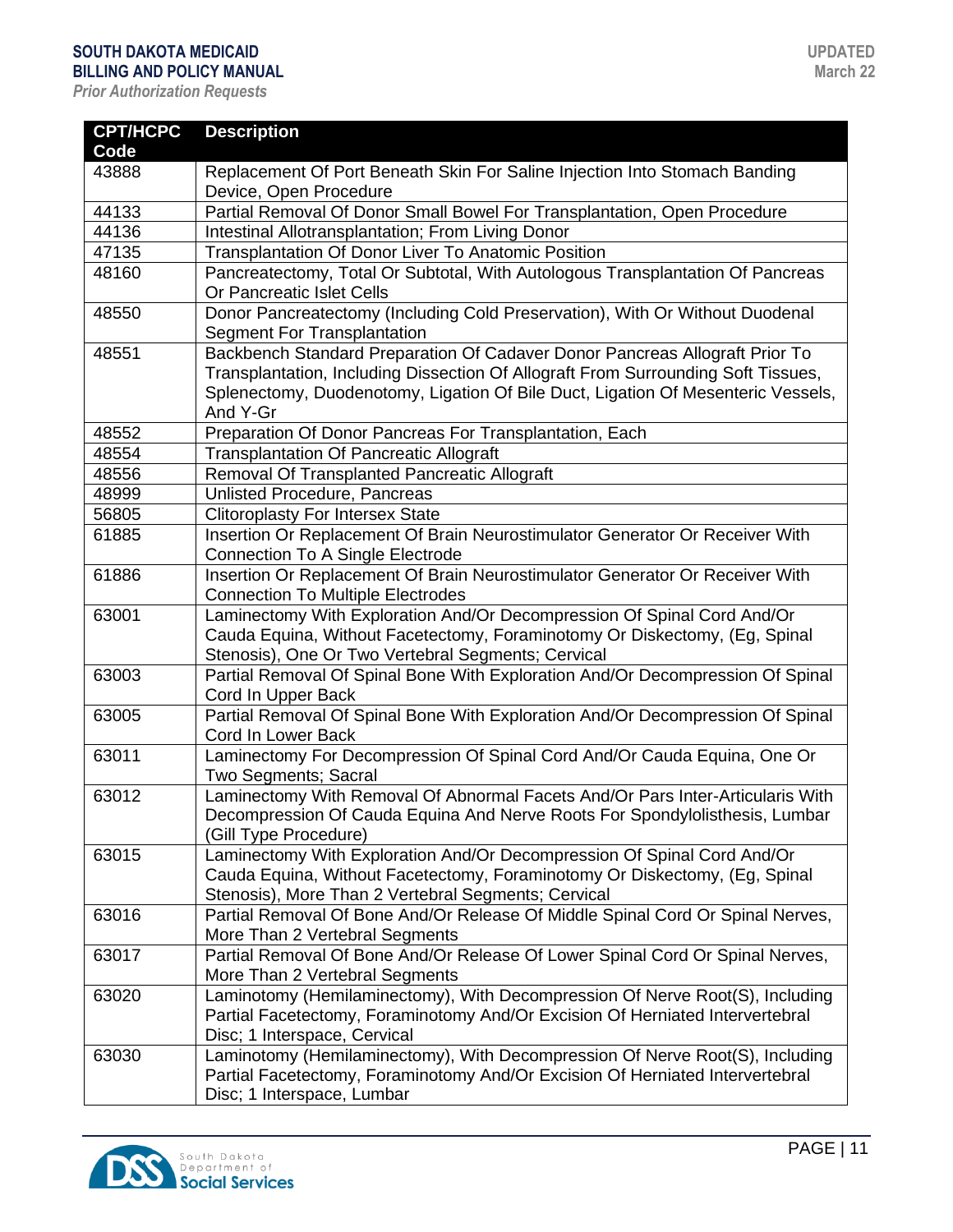| CPT/HCPC Code | Description |
|---|---|
| 43888 | Replacement Of Port Beneath Skin For Saline Injection Into Stomach Banding Device, Open Procedure |
| 44133 | Partial Removal Of Donor Small Bowel For Transplantation, Open Procedure |
| 44136 | Intestinal Allotransplantation; From Living Donor |
| 47135 | Transplantation Of Donor Liver To Anatomic Position |
| 48160 | Pancreatectomy, Total Or Subtotal, With Autologous Transplantation Of Pancreas Or Pancreatic Islet Cells |
| 48550 | Donor Pancreatectomy (Including Cold Preservation), With Or Without Duodenal Segment For Transplantation |
| 48551 | Backbench Standard Preparation Of Cadaver Donor Pancreas Allograft Prior To Transplantation, Including Dissection Of Allograft From Surrounding Soft Tissues, Splenectomy, Duodenotomy, Ligation Of Bile Duct, Ligation Of Mesenteric Vessels, And Y-Gr |
| 48552 | Preparation Of Donor Pancreas For Transplantation, Each |
| 48554 | Transplantation Of Pancreatic Allograft |
| 48556 | Removal Of Transplanted Pancreatic Allograft |
| 48999 | Unlisted Procedure, Pancreas |
| 56805 | Clitoroplasty For Intersex State |
| 61885 | Insertion Or Replacement Of Brain Neurostimulator Generator Or Receiver With Connection To A Single Electrode |
| 61886 | Insertion Or Replacement Of Brain Neurostimulator Generator Or Receiver With Connection To Multiple Electrodes |
| 63001 | Laminectomy With Exploration And/Or Decompression Of Spinal Cord And/Or Cauda Equina, Without Facetectomy, Foraminotomy Or Diskectomy, (Eg, Spinal Stenosis), One Or Two Vertebral Segments; Cervical |
| 63003 | Partial Removal Of Spinal Bone With Exploration And/Or Decompression Of Spinal Cord In Upper Back |
| 63005 | Partial Removal Of Spinal Bone With Exploration And/Or Decompression Of Spinal Cord In Lower Back |
| 63011 | Laminectomy For Decompression Of Spinal Cord And/Or Cauda Equina, One Or Two Segments; Sacral |
| 63012 | Laminectomy With Removal Of Abnormal Facets And/Or Pars Inter-Articularis With Decompression Of Cauda Equina And Nerve Roots For Spondylolisthesis, Lumbar (Gill Type Procedure) |
| 63015 | Laminectomy With Exploration And/Or Decompression Of Spinal Cord And/Or Cauda Equina, Without Facetectomy, Foraminotomy Or Diskectomy, (Eg, Spinal Stenosis), More Than 2 Vertebral Segments; Cervical |
| 63016 | Partial Removal Of Bone And/Or Release Of Middle Spinal Cord Or Spinal Nerves, More Than 2 Vertebral Segments |
| 63017 | Partial Removal Of Bone And/Or Release Of Lower Spinal Cord Or Spinal Nerves, More Than 2 Vertebral Segments |
| 63020 | Laminotomy (Hemilaminectomy), With Decompression Of Nerve Root(S), Including Partial Facetectomy, Foraminotomy And/Or Excision Of Herniated Intervertebral Disc; 1 Interspace, Cervical |
| 63030 | Laminotomy (Hemilaminectomy), With Decompression Of Nerve Root(S), Including Partial Facetectomy, Foraminotomy And/Or Excision Of Herniated Intervertebral Disc; 1 Interspace, Lumbar |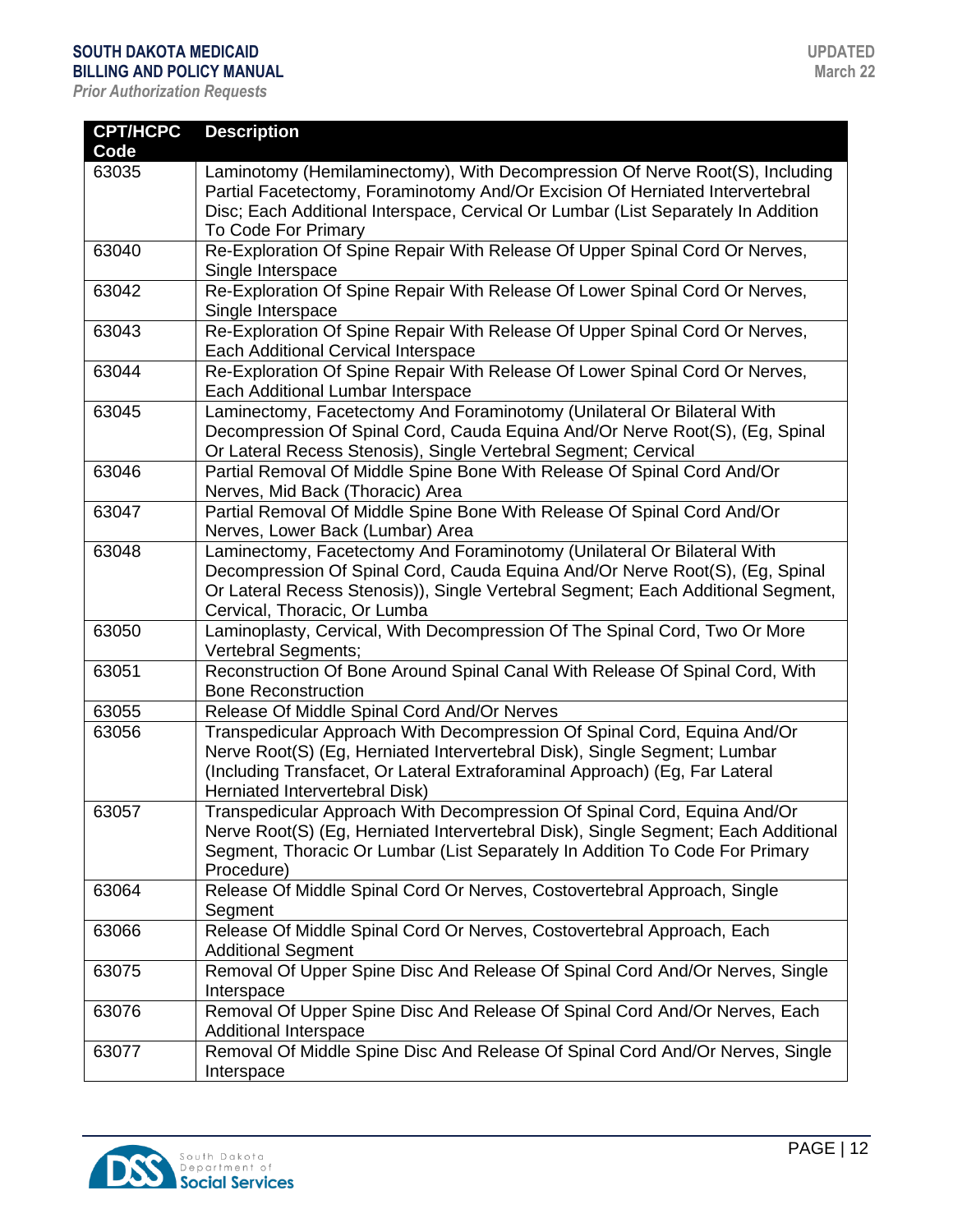| CPT/HCPC Code | Description |
|---|---|
| 63035 | Laminotomy (Hemilaminectomy), With Decompression Of Nerve Root(S), Including Partial Facetectomy, Foraminotomy And/Or Excision Of Herniated Intervertebral Disc; Each Additional Interspace, Cervical Or Lumbar (List Separately In Addition To Code For Primary |
| 63040 | Re-Exploration Of Spine Repair With Release Of Upper Spinal Cord Or Nerves, Single Interspace |
| 63042 | Re-Exploration Of Spine Repair With Release Of Lower Spinal Cord Or Nerves, Single Interspace |
| 63043 | Re-Exploration Of Spine Repair With Release Of Upper Spinal Cord Or Nerves, Each Additional Cervical Interspace |
| 63044 | Re-Exploration Of Spine Repair With Release Of Lower Spinal Cord Or Nerves, Each Additional Lumbar Interspace |
| 63045 | Laminectomy, Facetectomy And Foraminotomy (Unilateral Or Bilateral With Decompression Of Spinal Cord, Cauda Equina And/Or Nerve Root(S), (Eg, Spinal Or Lateral Recess Stenosis), Single Vertebral Segment; Cervical |
| 63046 | Partial Removal Of Middle Spine Bone With Release Of Spinal Cord And/Or Nerves, Mid Back (Thoracic) Area |
| 63047 | Partial Removal Of Middle Spine Bone With Release Of Spinal Cord And/Or Nerves, Lower Back (Lumbar) Area |
| 63048 | Laminectomy, Facetectomy And Foraminotomy (Unilateral Or Bilateral With Decompression Of Spinal Cord, Cauda Equina And/Or Nerve Root(S), (Eg, Spinal Or Lateral Recess Stenosis)), Single Vertebral Segment; Each Additional Segment, Cervical, Thoracic, Or Lumba |
| 63050 | Laminoplasty, Cervical, With Decompression Of The Spinal Cord, Two Or More Vertebral Segments; |
| 63051 | Reconstruction Of Bone Around Spinal Canal With Release Of Spinal Cord, With Bone Reconstruction |
| 63055 | Release Of Middle Spinal Cord And/Or Nerves |
| 63056 | Transpedicular Approach With Decompression Of Spinal Cord, Equina And/Or Nerve Root(S) (Eg, Herniated Intervertebral Disk), Single Segment; Lumbar (Including Transfacet, Or Lateral Extraforaminal Approach) (Eg, Far Lateral Herniated Intervertebral Disk) |
| 63057 | Transpedicular Approach With Decompression Of Spinal Cord, Equina And/Or Nerve Root(S) (Eg, Herniated Intervertebral Disk), Single Segment; Each Additional Segment, Thoracic Or Lumbar (List Separately In Addition To Code For Primary Procedure) |
| 63064 | Release Of Middle Spinal Cord Or Nerves, Costovertebral Approach, Single Segment |
| 63066 | Release Of Middle Spinal Cord Or Nerves, Costovertebral Approach, Each Additional Segment |
| 63075 | Removal Of Upper Spine Disc And Release Of Spinal Cord And/Or Nerves, Single Interspace |
| 63076 | Removal Of Upper Spine Disc And Release Of Spinal Cord And/Or Nerves, Each Additional Interspace |
| 63077 | Removal Of Middle Spine Disc And Release Of Spinal Cord And/Or Nerves, Single Interspace |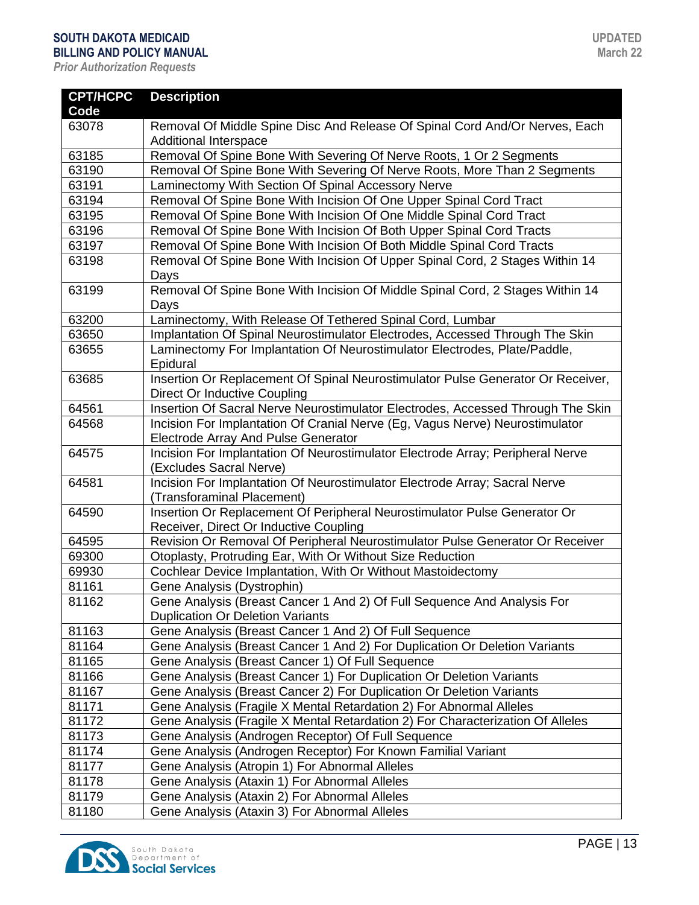| CPT/HCPC Code | Description |
|---|---|
| 63078 | Removal Of Middle Spine Disc And Release Of Spinal Cord And/Or Nerves, Each Additional Interspace |
| 63185 | Removal Of Spine Bone With Severing Of Nerve Roots, 1 Or 2 Segments |
| 63190 | Removal Of Spine Bone With Severing Of Nerve Roots, More Than 2 Segments |
| 63191 | Laminectomy With Section Of Spinal Accessory Nerve |
| 63194 | Removal Of Spine Bone With Incision Of One Upper Spinal Cord Tract |
| 63195 | Removal Of Spine Bone With Incision Of One Middle Spinal Cord Tract |
| 63196 | Removal Of Spine Bone With Incision Of Both Upper Spinal Cord Tracts |
| 63197 | Removal Of Spine Bone With Incision Of Both Middle Spinal Cord Tracts |
| 63198 | Removal Of Spine Bone With Incision Of Upper Spinal Cord, 2 Stages Within 14 Days |
| 63199 | Removal Of Spine Bone With Incision Of Middle Spinal Cord, 2 Stages Within 14 Days |
| 63200 | Laminectomy, With Release Of Tethered Spinal Cord, Lumbar |
| 63650 | Implantation Of Spinal Neurostimulator Electrodes, Accessed Through The Skin |
| 63655 | Laminectomy For Implantation Of Neurostimulator Electrodes, Plate/Paddle, Epidural |
| 63685 | Insertion Or Replacement Of Spinal Neurostimulator Pulse Generator Or Receiver, Direct Or Inductive Coupling |
| 64561 | Insertion Of Sacral Nerve Neurostimulator Electrodes, Accessed Through The Skin |
| 64568 | Incision For Implantation Of Cranial Nerve (Eg, Vagus Nerve) Neurostimulator Electrode Array And Pulse Generator |
| 64575 | Incision For Implantation Of Neurostimulator Electrode Array; Peripheral Nerve (Excludes Sacral Nerve) |
| 64581 | Incision For Implantation Of Neurostimulator Electrode Array; Sacral Nerve (Transforaminal Placement) |
| 64590 | Insertion Or Replacement Of Peripheral Neurostimulator Pulse Generator Or Receiver, Direct Or Inductive Coupling |
| 64595 | Revision Or Removal Of Peripheral Neurostimulator Pulse Generator Or Receiver |
| 69300 | Otoplasty, Protruding Ear, With Or Without Size Reduction |
| 69930 | Cochlear Device Implantation, With Or Without Mastoidectomy |
| 81161 | Gene Analysis (Dystrophin) |
| 81162 | Gene Analysis (Breast Cancer 1 And 2) Of Full Sequence And Analysis For Duplication Or Deletion Variants |
| 81163 | Gene Analysis (Breast Cancer 1 And 2) Of Full Sequence |
| 81164 | Gene Analysis (Breast Cancer 1 And 2) For Duplication Or Deletion Variants |
| 81165 | Gene Analysis (Breast Cancer 1) Of Full Sequence |
| 81166 | Gene Analysis (Breast Cancer 1) For Duplication Or Deletion Variants |
| 81167 | Gene Analysis (Breast Cancer 2) For Duplication Or Deletion Variants |
| 81171 | Gene Analysis (Fragile X Mental Retardation 2) For Abnormal Alleles |
| 81172 | Gene Analysis (Fragile X Mental Retardation 2) For Characterization Of Alleles |
| 81173 | Gene Analysis (Androgen Receptor) Of Full Sequence |
| 81174 | Gene Analysis (Androgen Receptor) For Known Familial Variant |
| 81177 | Gene Analysis (Atropin 1) For Abnormal Alleles |
| 81178 | Gene Analysis (Ataxin 1) For Abnormal Alleles |
| 81179 | Gene Analysis (Ataxin 2) For Abnormal Alleles |
| 81180 | Gene Analysis (Ataxin 3) For Abnormal Alleles |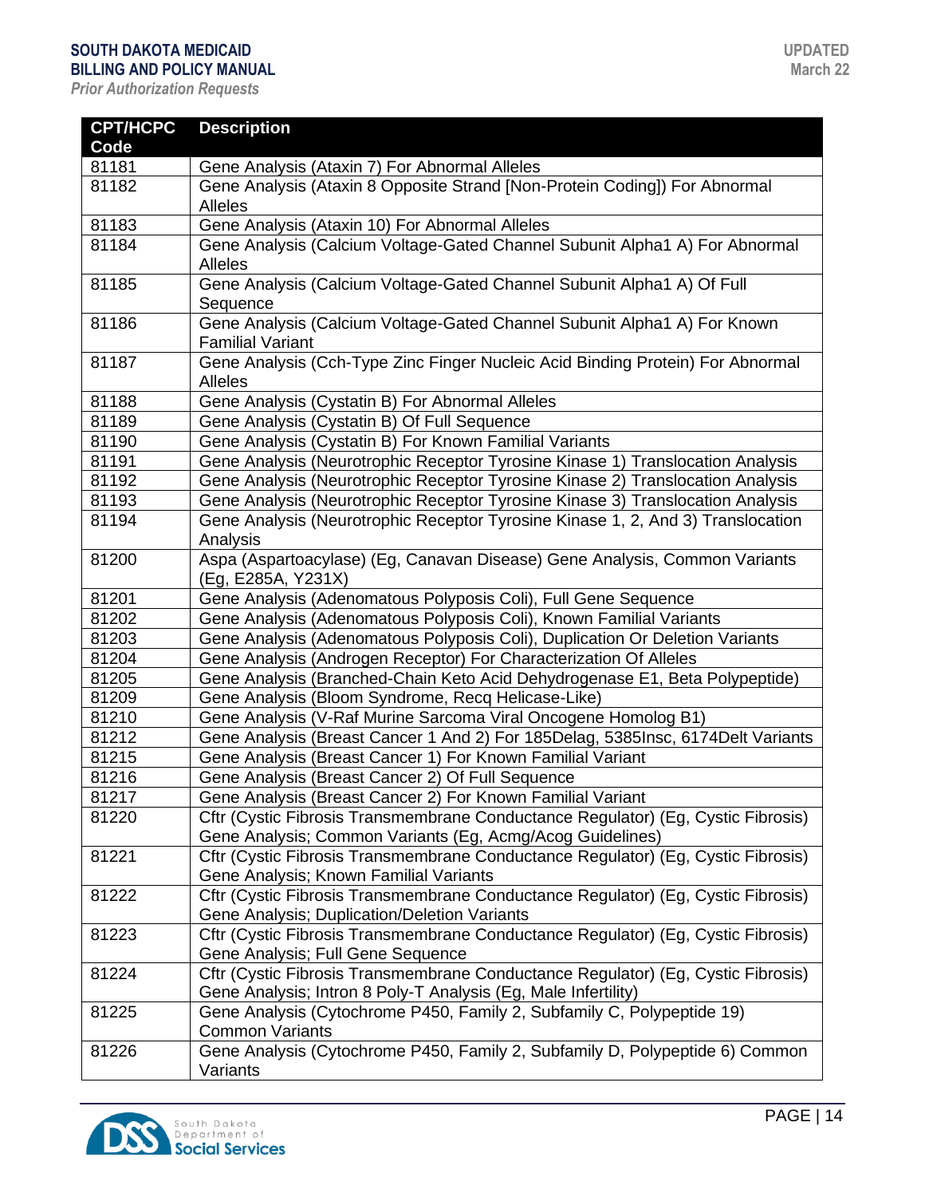| CPT/HCPC Code | Description |
| --- | --- |
| 81181 | Gene Analysis (Ataxin 7) For Abnormal Alleles |
| 81182 | Gene Analysis (Ataxin 8 Opposite Strand [Non-Protein Coding]) For Abnormal Alleles |
| 81183 | Gene Analysis (Ataxin 10) For Abnormal Alleles |
| 81184 | Gene Analysis (Calcium Voltage-Gated Channel Subunit Alpha1 A) For Abnormal Alleles |
| 81185 | Gene Analysis (Calcium Voltage-Gated Channel Subunit Alpha1 A) Of Full Sequence |
| 81186 | Gene Analysis (Calcium Voltage-Gated Channel Subunit Alpha1 A) For Known Familial Variant |
| 81187 | Gene Analysis (Cch-Type Zinc Finger Nucleic Acid Binding Protein) For Abnormal Alleles |
| 81188 | Gene Analysis (Cystatin B) For Abnormal Alleles |
| 81189 | Gene Analysis (Cystatin B) Of Full Sequence |
| 81190 | Gene Analysis (Cystatin B) For Known Familial Variants |
| 81191 | Gene Analysis (Neurotrophic Receptor Tyrosine Kinase 1) Translocation Analysis |
| 81192 | Gene Analysis (Neurotrophic Receptor Tyrosine Kinase 2) Translocation Analysis |
| 81193 | Gene Analysis (Neurotrophic Receptor Tyrosine Kinase 3) Translocation Analysis |
| 81194 | Gene Analysis (Neurotrophic Receptor Tyrosine Kinase 1, 2, And 3) Translocation Analysis |
| 81200 | Aspa (Aspartoacylase) (Eg, Canavan Disease) Gene Analysis, Common Variants (Eg, E285A, Y231X) |
| 81201 | Gene Analysis (Adenomatous Polyposis Coli), Full Gene Sequence |
| 81202 | Gene Analysis (Adenomatous Polyposis Coli), Known Familial Variants |
| 81203 | Gene Analysis (Adenomatous Polyposis Coli), Duplication Or Deletion Variants |
| 81204 | Gene Analysis (Androgen Receptor) For Characterization Of Alleles |
| 81205 | Gene Analysis (Branched-Chain Keto Acid Dehydrogenase E1, Beta Polypeptide) |
| 81209 | Gene Analysis (Bloom Syndrome, Recq Helicase-Like) |
| 81210 | Gene Analysis (V-Raf Murine Sarcoma Viral Oncogene Homolog B1) |
| 81212 | Gene Analysis (Breast Cancer 1 And 2) For 185Delag, 5385Insc, 6174Delt Variants |
| 81215 | Gene Analysis (Breast Cancer 1) For Known Familial Variant |
| 81216 | Gene Analysis (Breast Cancer 2) Of Full Sequence |
| 81217 | Gene Analysis (Breast Cancer 2) For Known Familial Variant |
| 81220 | Cftr (Cystic Fibrosis Transmembrane Conductance Regulator) (Eg, Cystic Fibrosis) Gene Analysis; Common Variants (Eg, Acmg/Acog Guidelines) |
| 81221 | Cftr (Cystic Fibrosis Transmembrane Conductance Regulator) (Eg, Cystic Fibrosis) Gene Analysis; Known Familial Variants |
| 81222 | Cftr (Cystic Fibrosis Transmembrane Conductance Regulator) (Eg, Cystic Fibrosis) Gene Analysis; Duplication/Deletion Variants |
| 81223 | Cftr (Cystic Fibrosis Transmembrane Conductance Regulator) (Eg, Cystic Fibrosis) Gene Analysis; Full Gene Sequence |
| 81224 | Cftr (Cystic Fibrosis Transmembrane Conductance Regulator) (Eg, Cystic Fibrosis) Gene Analysis; Intron 8 Poly-T Analysis (Eg, Male Infertility) |
| 81225 | Gene Analysis (Cytochrome P450, Family 2, Subfamily C, Polypeptide 19) Common Variants |
| 81226 | Gene Analysis (Cytochrome P450, Family 2, Subfamily D, Polypeptide 6) Common Variants |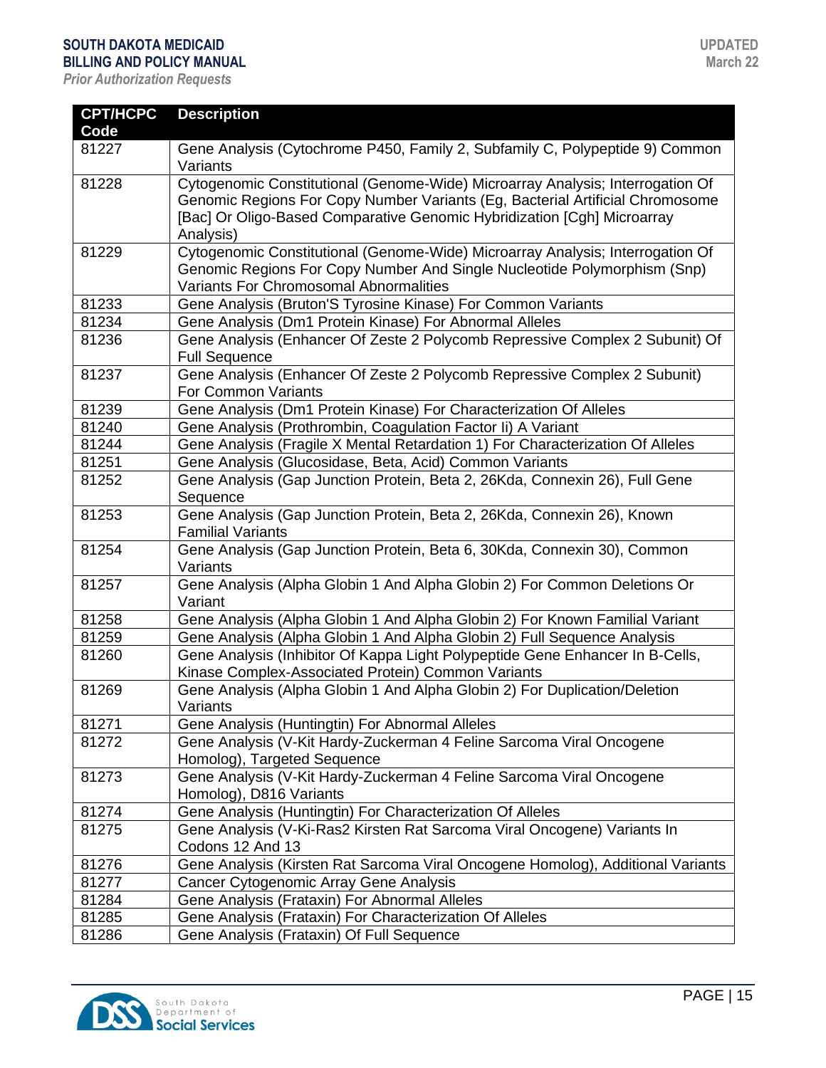| CPT/HCPC Code | Description |
|---|---|
| 81227 | Gene Analysis (Cytochrome P450, Family 2, Subfamily C, Polypeptide 9) Common Variants |
| 81228 | Cytogenomic Constitutional (Genome-Wide) Microarray Analysis; Interrogation Of Genomic Regions For Copy Number Variants (Eg, Bacterial Artificial Chromosome [Bac] Or Oligo-Based Comparative Genomic Hybridization [Cgh] Microarray Analysis) |
| 81229 | Cytogenomic Constitutional (Genome-Wide) Microarray Analysis; Interrogation Of Genomic Regions For Copy Number And Single Nucleotide Polymorphism (Snp) Variants For Chromosomal Abnormalities |
| 81233 | Gene Analysis (Bruton'S Tyrosine Kinase) For Common Variants |
| 81234 | Gene Analysis (Dm1 Protein Kinase) For Abnormal Alleles |
| 81236 | Gene Analysis (Enhancer Of Zeste 2 Polycomb Repressive Complex 2 Subunit) Of Full Sequence |
| 81237 | Gene Analysis (Enhancer Of Zeste 2 Polycomb Repressive Complex 2 Subunit) For Common Variants |
| 81239 | Gene Analysis (Dm1 Protein Kinase) For Characterization Of Alleles |
| 81240 | Gene Analysis (Prothrombin, Coagulation Factor Ii) A Variant |
| 81244 | Gene Analysis (Fragile X Mental Retardation 1) For Characterization Of Alleles |
| 81251 | Gene Analysis (Glucosidase, Beta, Acid) Common Variants |
| 81252 | Gene Analysis (Gap Junction Protein, Beta 2, 26Kda, Connexin 26), Full Gene Sequence |
| 81253 | Gene Analysis (Gap Junction Protein, Beta 2, 26Kda, Connexin 26), Known Familial Variants |
| 81254 | Gene Analysis (Gap Junction Protein, Beta 6, 30Kda, Connexin 30), Common Variants |
| 81257 | Gene Analysis (Alpha Globin 1 And Alpha Globin 2) For Common Deletions Or Variant |
| 81258 | Gene Analysis (Alpha Globin 1 And Alpha Globin 2) For Known Familial Variant |
| 81259 | Gene Analysis (Alpha Globin 1 And Alpha Globin 2) Full Sequence Analysis |
| 81260 | Gene Analysis (Inhibitor Of Kappa Light Polypeptide Gene Enhancer In B-Cells, Kinase Complex-Associated Protein) Common Variants |
| 81269 | Gene Analysis (Alpha Globin 1 And Alpha Globin 2) For Duplication/Deletion Variants |
| 81271 | Gene Analysis (Huntingtin) For Abnormal Alleles |
| 81272 | Gene Analysis (V-Kit Hardy-Zuckerman 4 Feline Sarcoma Viral Oncogene Homolog), Targeted Sequence |
| 81273 | Gene Analysis (V-Kit Hardy-Zuckerman 4 Feline Sarcoma Viral Oncogene Homolog), D816 Variants |
| 81274 | Gene Analysis (Huntingtin) For Characterization Of Alleles |
| 81275 | Gene Analysis (V-Ki-Ras2 Kirsten Rat Sarcoma Viral Oncogene) Variants In Codons 12 And 13 |
| 81276 | Gene Analysis (Kirsten Rat Sarcoma Viral Oncogene Homolog), Additional Variants |
| 81277 | Cancer Cytogenomic Array Gene Analysis |
| 81284 | Gene Analysis (Frataxin) For Abnormal Alleles |
| 81285 | Gene Analysis (Frataxin) For Characterization Of Alleles |
| 81286 | Gene Analysis (Frataxin) Of Full Sequence |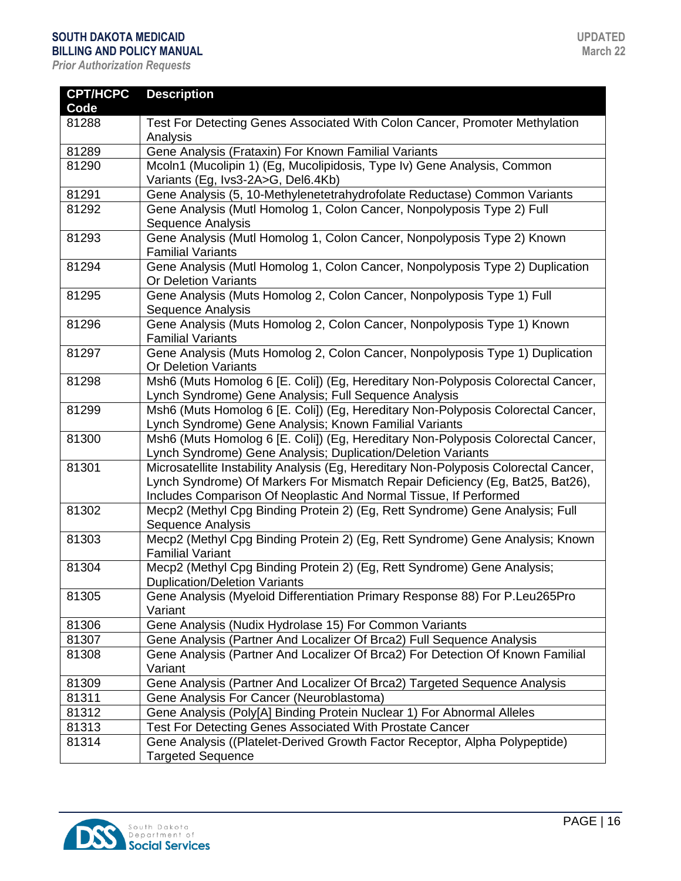| CPT/HCPC Code | Description |
|---|---|
| 81288 | Test For Detecting Genes Associated With Colon Cancer, Promoter Methylation Analysis |
| 81289 | Gene Analysis (Frataxin) For Known Familial Variants |
| 81290 | Mcoln1 (Mucolipin 1) (Eg, Mucolipidosis, Type Iv) Gene Analysis, Common Variants (Eg, Ivs3-2A>G, Del6.4Kb) |
| 81291 | Gene Analysis (5, 10-Methylenetetrahydrofolate Reductase) Common Variants |
| 81292 | Gene Analysis (Mutl Homolog 1, Colon Cancer, Nonpolyposis Type 2) Full Sequence Analysis |
| 81293 | Gene Analysis (Mutl Homolog 1, Colon Cancer, Nonpolyposis Type 2) Known Familial Variants |
| 81294 | Gene Analysis (Mutl Homolog 1, Colon Cancer, Nonpolyposis Type 2) Duplication Or Deletion Variants |
| 81295 | Gene Analysis (Muts Homolog 2, Colon Cancer, Nonpolyposis Type 1) Full Sequence Analysis |
| 81296 | Gene Analysis (Muts Homolog 2, Colon Cancer, Nonpolyposis Type 1) Known Familial Variants |
| 81297 | Gene Analysis (Muts Homolog 2, Colon Cancer, Nonpolyposis Type 1) Duplication Or Deletion Variants |
| 81298 | Msh6 (Muts Homolog 6 [E. Coli]) (Eg, Hereditary Non-Polyposis Colorectal Cancer, Lynch Syndrome) Gene Analysis; Full Sequence Analysis |
| 81299 | Msh6 (Muts Homolog 6 [E. Coli]) (Eg, Hereditary Non-Polyposis Colorectal Cancer, Lynch Syndrome) Gene Analysis; Known Familial Variants |
| 81300 | Msh6 (Muts Homolog 6 [E. Coli]) (Eg, Hereditary Non-Polyposis Colorectal Cancer, Lynch Syndrome) Gene Analysis; Duplication/Deletion Variants |
| 81301 | Microsatellite Instability Analysis (Eg, Hereditary Non-Polyposis Colorectal Cancer, Lynch Syndrome) Of Markers For Mismatch Repair Deficiency (Eg, Bat25, Bat26), Includes Comparison Of Neoplastic And Normal Tissue, If Performed |
| 81302 | Mecp2 (Methyl Cpg Binding Protein 2) (Eg, Rett Syndrome) Gene Analysis; Full Sequence Analysis |
| 81303 | Mecp2 (Methyl Cpg Binding Protein 2) (Eg, Rett Syndrome) Gene Analysis; Known Familial Variant |
| 81304 | Mecp2 (Methyl Cpg Binding Protein 2) (Eg, Rett Syndrome) Gene Analysis; Duplication/Deletion Variants |
| 81305 | Gene Analysis (Myeloid Differentiation Primary Response 88) For P.Leu265Pro Variant |
| 81306 | Gene Analysis (Nudix Hydrolase 15) For Common Variants |
| 81307 | Gene Analysis (Partner And Localizer Of Brca2) Full Sequence Analysis |
| 81308 | Gene Analysis (Partner And Localizer Of Brca2) For Detection Of Known Familial Variant |
| 81309 | Gene Analysis (Partner And Localizer Of Brca2) Targeted Sequence Analysis |
| 81311 | Gene Analysis For Cancer (Neuroblastoma) |
| 81312 | Gene Analysis (Poly[A] Binding Protein Nuclear 1) For Abnormal Alleles |
| 81313 | Test For Detecting Genes Associated With Prostate Cancer |
| 81314 | Gene Analysis ((Platelet-Derived Growth Factor Receptor, Alpha Polypeptide) Targeted Sequence |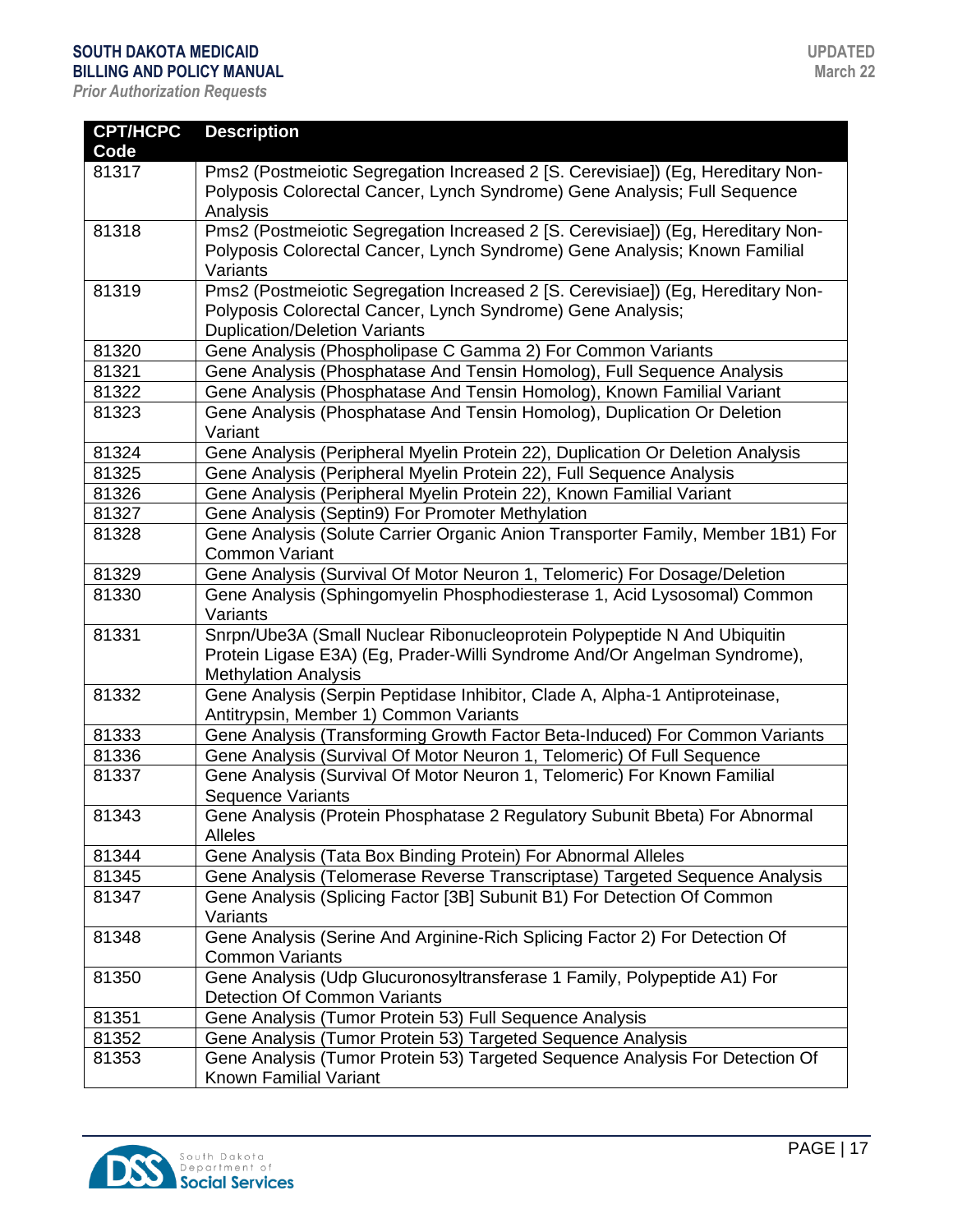| CPT/HCPC Code | Description |
|---|---|
| 81317 | Pms2 (Postmeiotic Segregation Increased 2 [S. Cerevisiae]) (Eg, Hereditary Non-Polyposis Colorectal Cancer, Lynch Syndrome) Gene Analysis; Full Sequence Analysis |
| 81318 | Pms2 (Postmeiotic Segregation Increased 2 [S. Cerevisiae]) (Eg, Hereditary Non-Polyposis Colorectal Cancer, Lynch Syndrome) Gene Analysis; Known Familial Variants |
| 81319 | Pms2 (Postmeiotic Segregation Increased 2 [S. Cerevisiae]) (Eg, Hereditary Non-Polyposis Colorectal Cancer, Lynch Syndrome) Gene Analysis; Duplication/Deletion Variants |
| 81320 | Gene Analysis (Phospholipase C Gamma 2) For Common Variants |
| 81321 | Gene Analysis (Phosphatase And Tensin Homolog), Full Sequence Analysis |
| 81322 | Gene Analysis (Phosphatase And Tensin Homolog), Known Familial Variant |
| 81323 | Gene Analysis (Phosphatase And Tensin Homolog), Duplication Or Deletion Variant |
| 81324 | Gene Analysis (Peripheral Myelin Protein 22), Duplication Or Deletion Analysis |
| 81325 | Gene Analysis (Peripheral Myelin Protein 22), Full Sequence Analysis |
| 81326 | Gene Analysis (Peripheral Myelin Protein 22), Known Familial Variant |
| 81327 | Gene Analysis (Septin9) For Promoter Methylation |
| 81328 | Gene Analysis (Solute Carrier Organic Anion Transporter Family, Member 1B1) For Common Variant |
| 81329 | Gene Analysis (Survival Of Motor Neuron 1, Telomeric) For Dosage/Deletion |
| 81330 | Gene Analysis (Sphingomyelin Phosphodiesterase 1, Acid Lysosomal) Common Variants |
| 81331 | Snrpn/Ube3A (Small Nuclear Ribonucleoprotein Polypeptide N And Ubiquitin Protein Ligase E3A) (Eg, Prader-Willi Syndrome And/Or Angelman Syndrome), Methylation Analysis |
| 81332 | Gene Analysis (Serpin Peptidase Inhibitor, Clade A, Alpha-1 Antiproteinase, Antitrypsin, Member 1) Common Variants |
| 81333 | Gene Analysis (Transforming Growth Factor Beta-Induced) For Common Variants |
| 81336 | Gene Analysis (Survival Of Motor Neuron 1, Telomeric) Of Full Sequence |
| 81337 | Gene Analysis (Survival Of Motor Neuron 1, Telomeric) For Known Familial Sequence Variants |
| 81343 | Gene Analysis (Protein Phosphatase 2 Regulatory Subunit Bbeta) For Abnormal Alleles |
| 81344 | Gene Analysis (Tata Box Binding Protein) For Abnormal Alleles |
| 81345 | Gene Analysis (Telomerase Reverse Transcriptase) Targeted Sequence Analysis |
| 81347 | Gene Analysis (Splicing Factor [3B] Subunit B1) For Detection Of Common Variants |
| 81348 | Gene Analysis (Serine And Arginine-Rich Splicing Factor 2) For Detection Of Common Variants |
| 81350 | Gene Analysis (Udp Glucuronosyltransferase 1 Family, Polypeptide A1) For Detection Of Common Variants |
| 81351 | Gene Analysis (Tumor Protein 53) Full Sequence Analysis |
| 81352 | Gene Analysis (Tumor Protein 53) Targeted Sequence Analysis |
| 81353 | Gene Analysis (Tumor Protein 53) Targeted Sequence Analysis For Detection Of Known Familial Variant |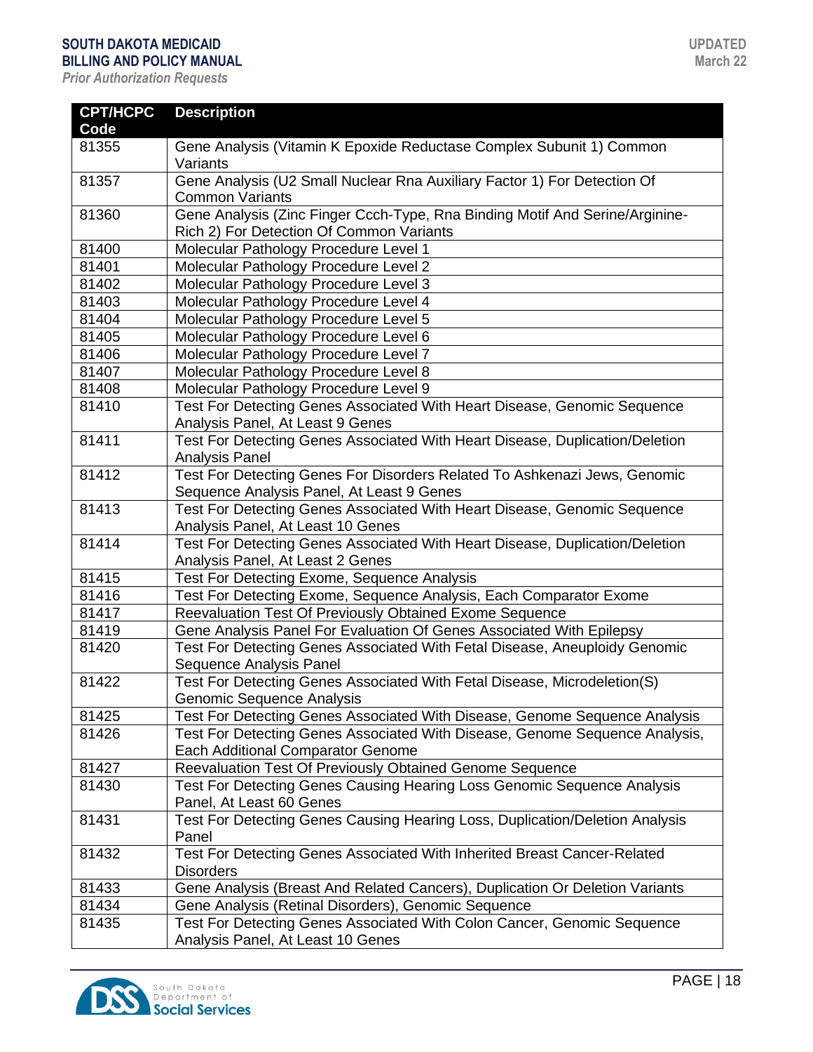| CPT/HCPC Code | Description |
|---|---|
| 81355 | Gene Analysis (Vitamin K Epoxide Reductase Complex Subunit 1) Common Variants |
| 81357 | Gene Analysis (U2 Small Nuclear Rna Auxiliary Factor 1) For Detection Of Common Variants |
| 81360 | Gene Analysis (Zinc Finger Ccch-Type, Rna Binding Motif And Serine/Arginine-Rich 2) For Detection Of Common Variants |
| 81400 | Molecular Pathology Procedure Level 1 |
| 81401 | Molecular Pathology Procedure Level 2 |
| 81402 | Molecular Pathology Procedure Level 3 |
| 81403 | Molecular Pathology Procedure Level 4 |
| 81404 | Molecular Pathology Procedure Level 5 |
| 81405 | Molecular Pathology Procedure Level 6 |
| 81406 | Molecular Pathology Procedure Level 7 |
| 81407 | Molecular Pathology Procedure Level 8 |
| 81408 | Molecular Pathology Procedure Level 9 |
| 81410 | Test For Detecting Genes Associated With Heart Disease, Genomic Sequence Analysis Panel, At Least 9 Genes |
| 81411 | Test For Detecting Genes Associated With Heart Disease, Duplication/Deletion Analysis Panel |
| 81412 | Test For Detecting Genes For Disorders Related To Ashkenazi Jews, Genomic Sequence Analysis Panel, At Least 9 Genes |
| 81413 | Test For Detecting Genes Associated With Heart Disease, Genomic Sequence Analysis Panel, At Least 10 Genes |
| 81414 | Test For Detecting Genes Associated With Heart Disease, Duplication/Deletion Analysis Panel, At Least 2 Genes |
| 81415 | Test For Detecting Exome, Sequence Analysis |
| 81416 | Test For Detecting Exome, Sequence Analysis, Each Comparator Exome |
| 81417 | Reevaluation Test Of Previously Obtained Exome Sequence |
| 81419 | Gene Analysis Panel For Evaluation Of Genes Associated With Epilepsy |
| 81420 | Test For Detecting Genes Associated With Fetal Disease, Aneuploidy Genomic Sequence Analysis Panel |
| 81422 | Test For Detecting Genes Associated With Fetal Disease, Microdeletion(S) Genomic Sequence Analysis |
| 81425 | Test For Detecting Genes Associated With Disease, Genome Sequence Analysis |
| 81426 | Test For Detecting Genes Associated With Disease, Genome Sequence Analysis, Each Additional Comparator Genome |
| 81427 | Reevaluation Test Of Previously Obtained Genome Sequence |
| 81430 | Test For Detecting Genes Causing Hearing Loss Genomic Sequence Analysis Panel, At Least 60 Genes |
| 81431 | Test For Detecting Genes Causing Hearing Loss, Duplication/Deletion Analysis Panel |
| 81432 | Test For Detecting Genes Associated With Inherited Breast Cancer-Related Disorders |
| 81433 | Gene Analysis (Breast And Related Cancers), Duplication Or Deletion Variants |
| 81434 | Gene Analysis (Retinal Disorders), Genomic Sequence |
| 81435 | Test For Detecting Genes Associated With Colon Cancer, Genomic Sequence Analysis Panel, At Least 10 Genes |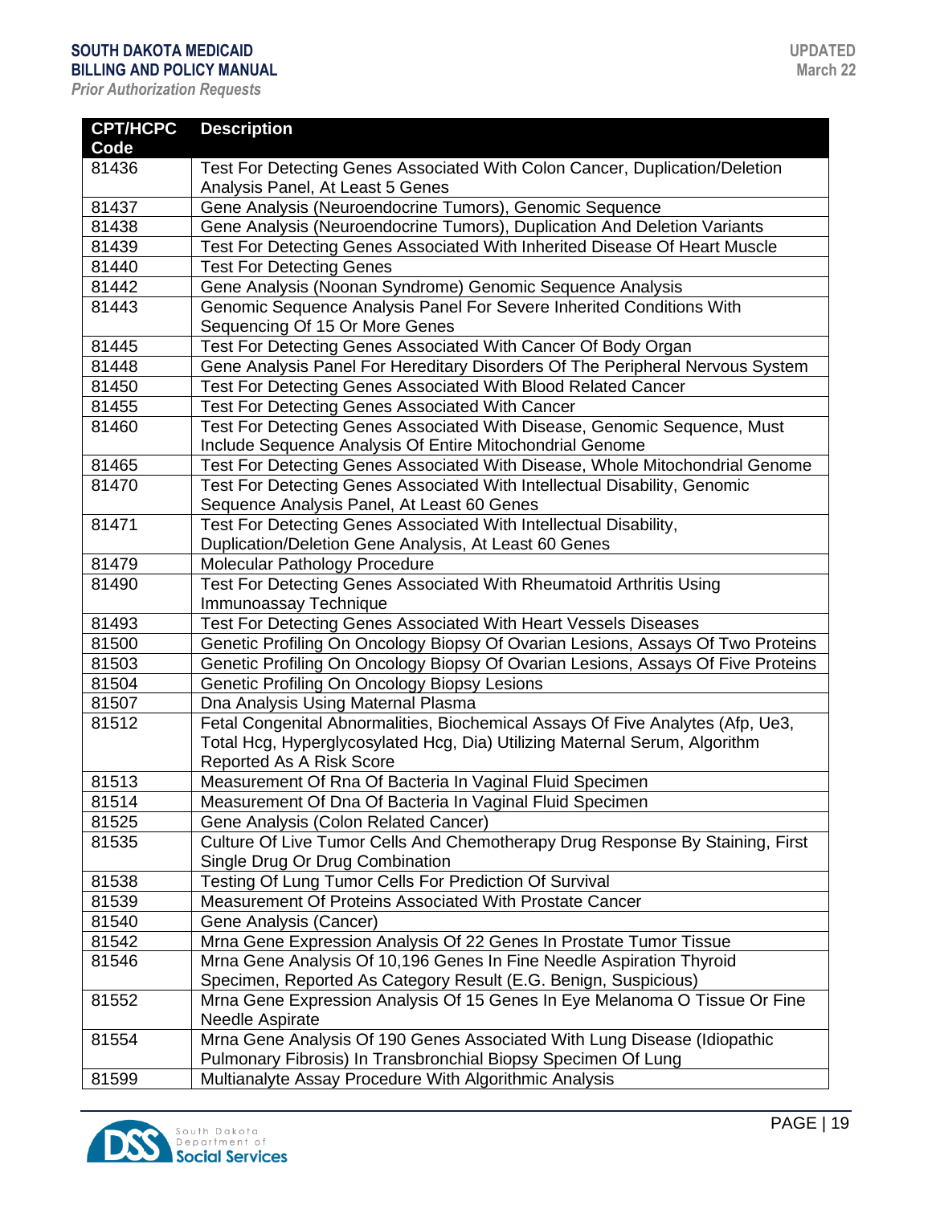| CPT/HCPC Code | Description |
|---|---|
| 81436 | Test For Detecting Genes Associated With Colon Cancer, Duplication/Deletion Analysis Panel, At Least 5 Genes |
| 81437 | Gene Analysis (Neuroendocrine Tumors), Genomic Sequence |
| 81438 | Gene Analysis (Neuroendocrine Tumors), Duplication And Deletion Variants |
| 81439 | Test For Detecting Genes Associated With Inherited Disease Of Heart Muscle |
| 81440 | Test For Detecting Genes |
| 81442 | Gene Analysis (Noonan Syndrome) Genomic Sequence Analysis |
| 81443 | Genomic Sequence Analysis Panel For Severe Inherited Conditions With Sequencing Of 15 Or More Genes |
| 81445 | Test For Detecting Genes Associated With Cancer Of Body Organ |
| 81448 | Gene Analysis Panel For Hereditary Disorders Of The Peripheral Nervous System |
| 81450 | Test For Detecting Genes Associated With Blood Related Cancer |
| 81455 | Test For Detecting Genes Associated With Cancer |
| 81460 | Test For Detecting Genes Associated With Disease, Genomic Sequence, Must Include Sequence Analysis Of Entire Mitochondrial Genome |
| 81465 | Test For Detecting Genes Associated With Disease, Whole Mitochondrial Genome |
| 81470 | Test For Detecting Genes Associated With Intellectual Disability, Genomic Sequence Analysis Panel, At Least 60 Genes |
| 81471 | Test For Detecting Genes Associated With Intellectual Disability, Duplication/Deletion Gene Analysis, At Least 60 Genes |
| 81479 | Molecular Pathology Procedure |
| 81490 | Test For Detecting Genes Associated With Rheumatoid Arthritis Using Immunoassay Technique |
| 81493 | Test For Detecting Genes Associated With Heart Vessels Diseases |
| 81500 | Genetic Profiling On Oncology Biopsy Of Ovarian Lesions, Assays Of Two Proteins |
| 81503 | Genetic Profiling On Oncology Biopsy Of Ovarian Lesions, Assays Of Five Proteins |
| 81504 | Genetic Profiling On Oncology Biopsy Lesions |
| 81507 | Dna Analysis Using Maternal Plasma |
| 81512 | Fetal Congenital Abnormalities, Biochemical Assays Of Five Analytes (Afp, Ue3, Total Hcg, Hyperglycosylated Hcg, Dia) Utilizing Maternal Serum, Algorithm Reported As A Risk Score |
| 81513 | Measurement Of Rna Of Bacteria In Vaginal Fluid Specimen |
| 81514 | Measurement Of Dna Of Bacteria In Vaginal Fluid Specimen |
| 81525 | Gene Analysis (Colon Related Cancer) |
| 81535 | Culture Of Live Tumor Cells And Chemotherapy Drug Response By Staining, First Single Drug Or Drug Combination |
| 81538 | Testing Of Lung Tumor Cells For Prediction Of Survival |
| 81539 | Measurement Of Proteins Associated With Prostate Cancer |
| 81540 | Gene Analysis (Cancer) |
| 81542 | Mrna Gene Expression Analysis Of 22 Genes In Prostate Tumor Tissue |
| 81546 | Mrna Gene Analysis Of 10,196 Genes In Fine Needle Aspiration Thyroid Specimen, Reported As Category Result (E.G. Benign, Suspicious) |
| 81552 | Mrna Gene Expression Analysis Of 15 Genes In Eye Melanoma O Tissue Or Fine Needle Aspirate |
| 81554 | Mrna Gene Analysis Of 190 Genes Associated With Lung Disease (Idiopathic Pulmonary Fibrosis) In Transbronchial Biopsy Specimen Of Lung |
| 81599 | Multianalyte Assay Procedure With Algorithmic Analysis |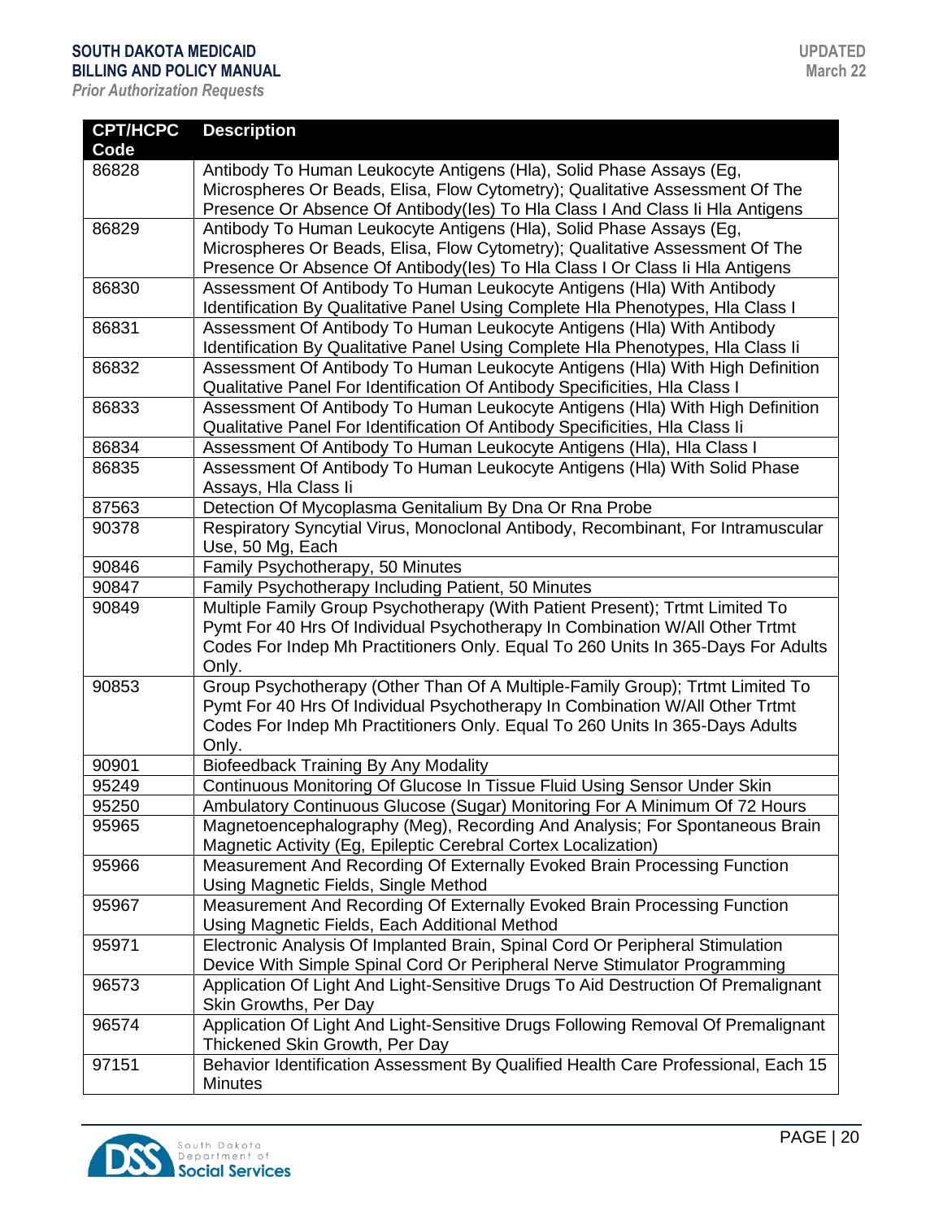| CPT/HCPC Code | Description |
|---|---|
| 86828 | Antibody To Human Leukocyte Antigens (Hla), Solid Phase Assays (Eg, Microspheres Or Beads, Elisa, Flow Cytometry); Qualitative Assessment Of The Presence Or Absence Of Antibody(Ies) To Hla Class I And Class Ii Hla Antigens |
| 86829 | Antibody To Human Leukocyte Antigens (Hla), Solid Phase Assays (Eg, Microspheres Or Beads, Elisa, Flow Cytometry); Qualitative Assessment Of The Presence Or Absence Of Antibody(Ies) To Hla Class I Or Class Ii Hla Antigens |
| 86830 | Assessment Of Antibody To Human Leukocyte Antigens (Hla) With Antibody Identification By Qualitative Panel Using Complete Hla Phenotypes, Hla Class I |
| 86831 | Assessment Of Antibody To Human Leukocyte Antigens (Hla) With Antibody Identification By Qualitative Panel Using Complete Hla Phenotypes, Hla Class Ii |
| 86832 | Assessment Of Antibody To Human Leukocyte Antigens (Hla) With High Definition Qualitative Panel For Identification Of Antibody Specificities, Hla Class I |
| 86833 | Assessment Of Antibody To Human Leukocyte Antigens (Hla) With High Definition Qualitative Panel For Identification Of Antibody Specificities, Hla Class Ii |
| 86834 | Assessment Of Antibody To Human Leukocyte Antigens (Hla), Hla Class I |
| 86835 | Assessment Of Antibody To Human Leukocyte Antigens (Hla) With Solid Phase Assays, Hla Class Ii |
| 87563 | Detection Of Mycoplasma Genitalium By Dna Or Rna Probe |
| 90378 | Respiratory Syncytial Virus, Monoclonal Antibody, Recombinant, For Intramuscular Use, 50 Mg, Each |
| 90846 | Family Psychotherapy, 50 Minutes |
| 90847 | Family Psychotherapy Including Patient, 50 Minutes |
| 90849 | Multiple Family Group Psychotherapy (With Patient Present); Trtmt Limited To Pymt For 40 Hrs Of Individual Psychotherapy In Combination W/All Other Trtmt Codes For Indep Mh Practitioners Only. Equal To 260 Units In 365-Days For Adults Only. |
| 90853 | Group Psychotherapy (Other Than Of A Multiple-Family Group); Trtmt Limited To Pymt For 40 Hrs Of Individual Psychotherapy In Combination W/All Other Trtmt Codes For Indep Mh Practitioners Only. Equal To 260 Units In 365-Days Adults Only. |
| 90901 | Biofeedback Training By Any Modality |
| 95249 | Continuous Monitoring Of Glucose In Tissue Fluid Using Sensor Under Skin |
| 95250 | Ambulatory Continuous Glucose (Sugar) Monitoring For A Minimum Of 72 Hours |
| 95965 | Magnetoencephalography (Meg), Recording And Analysis; For Spontaneous Brain Magnetic Activity (Eg, Epileptic Cerebral Cortex Localization) |
| 95966 | Measurement And Recording Of Externally Evoked Brain Processing Function Using Magnetic Fields, Single Method |
| 95967 | Measurement And Recording Of Externally Evoked Brain Processing Function Using Magnetic Fields, Each Additional Method |
| 95971 | Electronic Analysis Of Implanted Brain, Spinal Cord Or Peripheral Stimulation Device With Simple Spinal Cord Or Peripheral Nerve Stimulator Programming |
| 96573 | Application Of Light And Light-Sensitive Drugs To Aid Destruction Of Premalignant Skin Growths, Per Day |
| 96574 | Application Of Light And Light-Sensitive Drugs Following Removal Of Premalignant Thickened Skin Growth, Per Day |
| 97151 | Behavior Identification Assessment By Qualified Health Care Professional, Each 15 Minutes |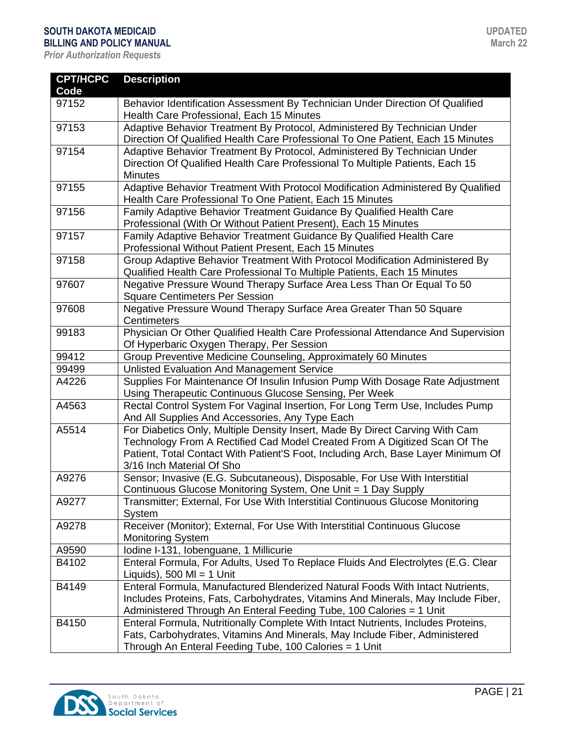| CPT/HCPC Code | Description |
|---|---|
| 97152 | Behavior Identification Assessment By Technician Under Direction Of Qualified Health Care Professional, Each 15 Minutes |
| 97153 | Adaptive Behavior Treatment By Protocol, Administered By Technician Under Direction Of Qualified Health Care Professional To One Patient, Each 15 Minutes |
| 97154 | Adaptive Behavior Treatment By Protocol, Administered By Technician Under Direction Of Qualified Health Care Professional To Multiple Patients, Each 15 Minutes |
| 97155 | Adaptive Behavior Treatment With Protocol Modification Administered By Qualified Health Care Professional To One Patient, Each 15 Minutes |
| 97156 | Family Adaptive Behavior Treatment Guidance By Qualified Health Care Professional (With Or Without Patient Present), Each 15 Minutes |
| 97157 | Family Adaptive Behavior Treatment Guidance By Qualified Health Care Professional Without Patient Present, Each 15 Minutes |
| 97158 | Group Adaptive Behavior Treatment With Protocol Modification Administered By Qualified Health Care Professional To Multiple Patients, Each 15 Minutes |
| 97607 | Negative Pressure Wound Therapy Surface Area Less Than Or Equal To 50 Square Centimeters Per Session |
| 97608 | Negative Pressure Wound Therapy Surface Area Greater Than 50 Square Centimeters |
| 99183 | Physician Or Other Qualified Health Care Professional Attendance And Supervision Of Hyperbaric Oxygen Therapy, Per Session |
| 99412 | Group Preventive Medicine Counseling, Approximately 60 Minutes |
| 99499 | Unlisted Evaluation And Management Service |
| A4226 | Supplies For Maintenance Of Insulin Infusion Pump With Dosage Rate Adjustment Using Therapeutic Continuous Glucose Sensing, Per Week |
| A4563 | Rectal Control System For Vaginal Insertion, For Long Term Use, Includes Pump And All Supplies And Accessories, Any Type Each |
| A5514 | For Diabetics Only, Multiple Density Insert, Made By Direct Carving With Cam Technology From A Rectified Cad Model Created From A Digitized Scan Of The Patient, Total Contact With Patient'S Foot, Including Arch, Base Layer Minimum Of 3/16 Inch Material Of Sho |
| A9276 | Sensor; Invasive (E.G. Subcutaneous), Disposable, For Use With Interstitial Continuous Glucose Monitoring System, One Unit = 1 Day Supply |
| A9277 | Transmitter; External, For Use With Interstitial Continuous Glucose Monitoring System |
| A9278 | Receiver (Monitor); External, For Use With Interstitial Continuous Glucose Monitoring System |
| A9590 | Iodine I-131, Iobenguane, 1 Millicurie |
| B4102 | Enteral Formula, For Adults, Used To Replace Fluids And Electrolytes (E.G. Clear Liquids), 500 Ml = 1 Unit |
| B4149 | Enteral Formula, Manufactured Blenderized Natural Foods With Intact Nutrients, Includes Proteins, Fats, Carbohydrates, Vitamins And Minerals, May Include Fiber, Administered Through An Enteral Feeding Tube, 100 Calories = 1 Unit |
| B4150 | Enteral Formula, Nutritionally Complete With Intact Nutrients, Includes Proteins, Fats, Carbohydrates, Vitamins And Minerals, May Include Fiber, Administered Through An Enteral Feeding Tube, 100 Calories = 1 Unit |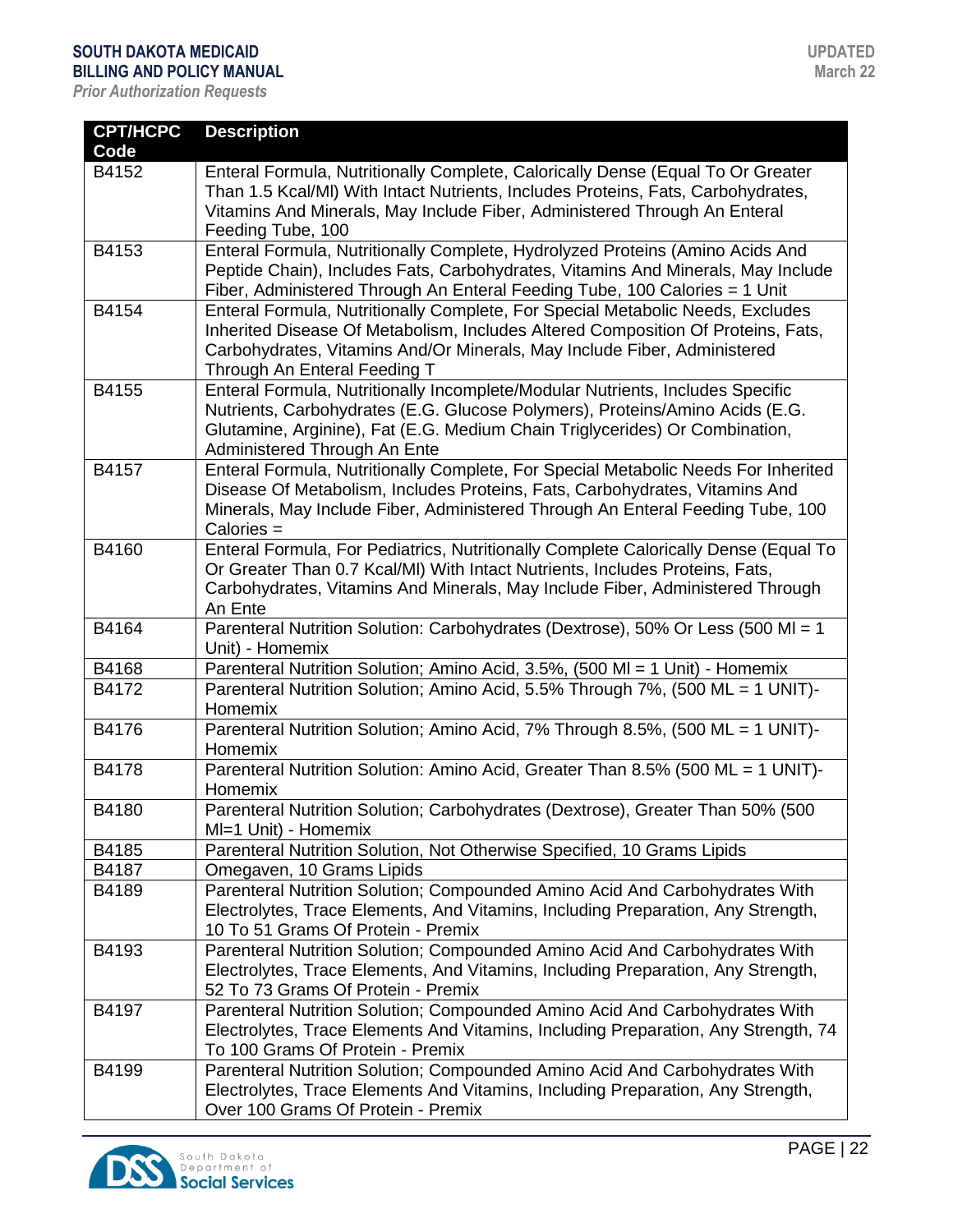| CPT/HCPC Code | Description |
|---|---|
| B4152 | Enteral Formula, Nutritionally Complete, Calorically Dense (Equal To Or Greater Than 1.5 Kcal/Ml) With Intact Nutrients, Includes Proteins, Fats, Carbohydrates, Vitamins And Minerals, May Include Fiber, Administered Through An Enteral Feeding Tube, 100 |
| B4153 | Enteral Formula, Nutritionally Complete, Hydrolyzed Proteins (Amino Acids And Peptide Chain), Includes Fats, Carbohydrates, Vitamins And Minerals, May Include Fiber, Administered Through An Enteral Feeding Tube, 100 Calories = 1 Unit |
| B4154 | Enteral Formula, Nutritionally Complete, For Special Metabolic Needs, Excludes Inherited Disease Of Metabolism, Includes Altered Composition Of Proteins, Fats, Carbohydrates, Vitamins And/Or Minerals, May Include Fiber, Administered Through An Enteral Feeding T |
| B4155 | Enteral Formula, Nutritionally Incomplete/Modular Nutrients, Includes Specific Nutrients, Carbohydrates (E.G. Glucose Polymers), Proteins/Amino Acids (E.G. Glutamine, Arginine), Fat (E.G. Medium Chain Triglycerides) Or Combination, Administered Through An Ente |
| B4157 | Enteral Formula, Nutritionally Complete, For Special Metabolic Needs For Inherited Disease Of Metabolism, Includes Proteins, Fats, Carbohydrates, Vitamins And Minerals, May Include Fiber, Administered Through An Enteral Feeding Tube, 100 Calories = |
| B4160 | Enteral Formula, For Pediatrics, Nutritionally Complete Calorically Dense (Equal To Or Greater Than 0.7 Kcal/Ml) With Intact Nutrients, Includes Proteins, Fats, Carbohydrates, Vitamins And Minerals, May Include Fiber, Administered Through An Ente |
| B4164 | Parenteral Nutrition Solution: Carbohydrates (Dextrose), 50% Or Less (500 Ml = 1 Unit) - Homemix |
| B4168 | Parenteral Nutrition Solution; Amino Acid, 3.5%, (500 Ml = 1 Unit) - Homemix |
| B4172 | Parenteral Nutrition Solution; Amino Acid, 5.5% Through 7%, (500 ML = 1 UNIT)- Homemix |
| B4176 | Parenteral Nutrition Solution; Amino Acid, 7% Through 8.5%, (500 ML = 1 UNIT)- Homemix |
| B4178 | Parenteral Nutrition Solution: Amino Acid, Greater Than 8.5% (500 ML = 1 UNIT)- Homemix |
| B4180 | Parenteral Nutrition Solution; Carbohydrates (Dextrose), Greater Than 50% (500 Ml=1 Unit) - Homemix |
| B4185 | Parenteral Nutrition Solution, Not Otherwise Specified, 10 Grams Lipids |
| B4187 | Omegaven, 10 Grams Lipids |
| B4189 | Parenteral Nutrition Solution; Compounded Amino Acid And Carbohydrates With Electrolytes, Trace Elements, And Vitamins, Including Preparation, Any Strength, 10 To 51 Grams Of Protein - Premix |
| B4193 | Parenteral Nutrition Solution; Compounded Amino Acid And Carbohydrates With Electrolytes, Trace Elements, And Vitamins, Including Preparation, Any Strength, 52 To 73 Grams Of Protein - Premix |
| B4197 | Parenteral Nutrition Solution; Compounded Amino Acid And Carbohydrates With Electrolytes, Trace Elements And Vitamins, Including Preparation, Any Strength, 74 To 100 Grams Of Protein - Premix |
| B4199 | Parenteral Nutrition Solution; Compounded Amino Acid And Carbohydrates With Electrolytes, Trace Elements And Vitamins, Including Preparation, Any Strength, Over 100 Grams Of Protein - Premix |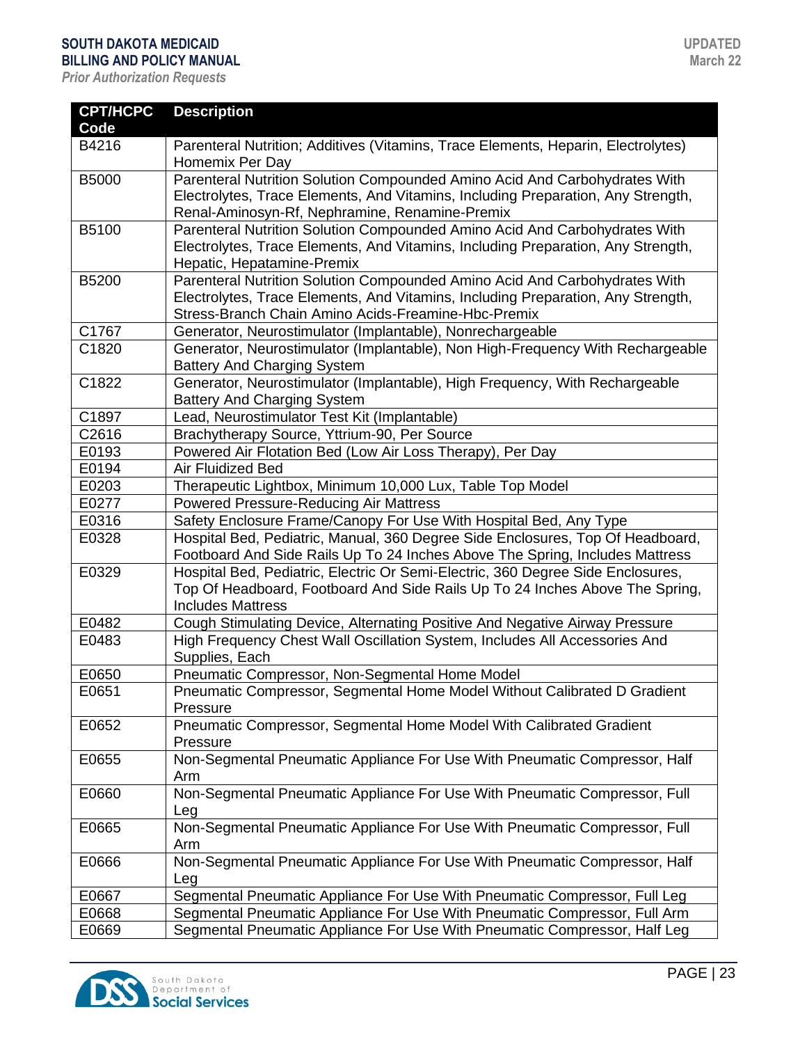| CPT/HCPC Code | Description |
|---|---|
| B4216 | Parenteral Nutrition; Additives (Vitamins, Trace Elements, Heparin, Electrolytes) Homemix Per Day |
| B5000 | Parenteral Nutrition Solution Compounded Amino Acid And Carbohydrates With Electrolytes, Trace Elements, And Vitamins, Including Preparation, Any Strength, Renal-Aminosyn-Rf, Nephramine, Renamine-Premix |
| B5100 | Parenteral Nutrition Solution Compounded Amino Acid And Carbohydrates With Electrolytes, Trace Elements, And Vitamins, Including Preparation, Any Strength, Hepatic, Hepatamine-Premix |
| B5200 | Parenteral Nutrition Solution Compounded Amino Acid And Carbohydrates With Electrolytes, Trace Elements, And Vitamins, Including Preparation, Any Strength, Stress-Branch Chain Amino Acids-Freamine-Hbc-Premix |
| C1767 | Generator, Neurostimulator (Implantable), Nonrechargeable |
| C1820 | Generator, Neurostimulator (Implantable), Non High-Frequency With Rechargeable Battery And Charging System |
| C1822 | Generator, Neurostimulator (Implantable), High Frequency, With Rechargeable Battery And Charging System |
| C1897 | Lead, Neurostimulator Test Kit (Implantable) |
| C2616 | Brachytherapy Source, Yttrium-90, Per Source |
| E0193 | Powered Air Flotation Bed (Low Air Loss Therapy), Per Day |
| E0194 | Air Fluidized Bed |
| E0203 | Therapeutic Lightbox, Minimum 10,000 Lux, Table Top Model |
| E0277 | Powered Pressure-Reducing Air Mattress |
| E0316 | Safety Enclosure Frame/Canopy For Use With Hospital Bed, Any Type |
| E0328 | Hospital Bed, Pediatric, Manual, 360 Degree Side Enclosures, Top Of Headboard, Footboard And Side Rails Up To 24 Inches Above The Spring, Includes Mattress |
| E0329 | Hospital Bed, Pediatric, Electric Or Semi-Electric, 360 Degree Side Enclosures, Top Of Headboard, Footboard And Side Rails Up To 24 Inches Above The Spring, Includes Mattress |
| E0482 | Cough Stimulating Device, Alternating Positive And Negative Airway Pressure |
| E0483 | High Frequency Chest Wall Oscillation System, Includes All Accessories And Supplies, Each |
| E0650 | Pneumatic Compressor, Non-Segmental Home Model |
| E0651 | Pneumatic Compressor, Segmental Home Model Without Calibrated D Gradient Pressure |
| E0652 | Pneumatic Compressor, Segmental Home Model With Calibrated Gradient Pressure |
| E0655 | Non-Segmental Pneumatic Appliance For Use With Pneumatic Compressor, Half Arm |
| E0660 | Non-Segmental Pneumatic Appliance For Use With Pneumatic Compressor, Full Leg |
| E0665 | Non-Segmental Pneumatic Appliance For Use With Pneumatic Compressor, Full Arm |
| E0666 | Non-Segmental Pneumatic Appliance For Use With Pneumatic Compressor, Half Leg |
| E0667 | Segmental Pneumatic Appliance For Use With Pneumatic Compressor, Full Leg |
| E0668 | Segmental Pneumatic Appliance For Use With Pneumatic Compressor, Full Arm |
| E0669 | Segmental Pneumatic Appliance For Use With Pneumatic Compressor, Half Leg |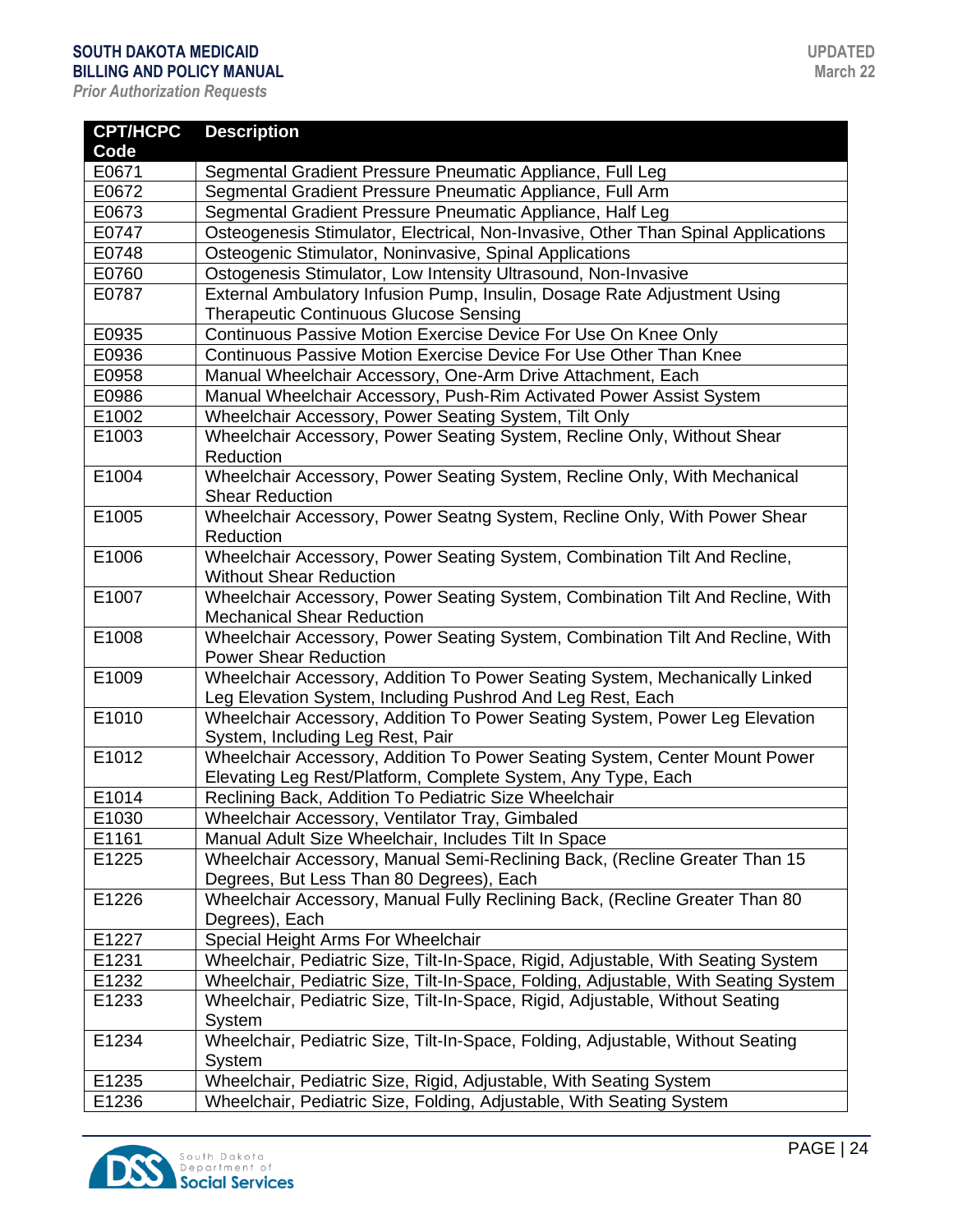| CPT/HCPC Code | Description |
|---|---|
| E0671 | Segmental Gradient Pressure Pneumatic Appliance, Full Leg |
| E0672 | Segmental Gradient Pressure Pneumatic Appliance, Full Arm |
| E0673 | Segmental Gradient Pressure Pneumatic Appliance, Half Leg |
| E0747 | Osteogenesis Stimulator, Electrical, Non-Invasive, Other Than Spinal Applications |
| E0748 | Osteogenic Stimulator, Noninvasive, Spinal Applications |
| E0760 | Ostogenesis Stimulator, Low Intensity Ultrasound, Non-Invasive |
| E0787 | External Ambulatory Infusion Pump, Insulin, Dosage Rate Adjustment Using Therapeutic Continuous Glucose Sensing |
| E0935 | Continuous Passive Motion Exercise Device For Use On Knee Only |
| E0936 | Continuous Passive Motion Exercise Device For Use Other Than Knee |
| E0958 | Manual Wheelchair Accessory, One-Arm Drive Attachment, Each |
| E0986 | Manual Wheelchair Accessory, Push-Rim Activated Power Assist System |
| E1002 | Wheelchair Accessory, Power Seating System, Tilt Only |
| E1003 | Wheelchair Accessory, Power Seating System, Recline Only, Without Shear Reduction |
| E1004 | Wheelchair Accessory, Power Seating System, Recline Only, With Mechanical Shear Reduction |
| E1005 | Wheelchair Accessory, Power Seatng System, Recline Only, With Power Shear Reduction |
| E1006 | Wheelchair Accessory, Power Seating System, Combination Tilt And Recline, Without Shear Reduction |
| E1007 | Wheelchair Accessory, Power Seating System, Combination Tilt And Recline, With Mechanical Shear Reduction |
| E1008 | Wheelchair Accessory, Power Seating System, Combination Tilt And Recline, With Power Shear Reduction |
| E1009 | Wheelchair Accessory, Addition To Power Seating System, Mechanically Linked Leg Elevation System, Including Pushrod And Leg Rest, Each |
| E1010 | Wheelchair Accessory, Addition To Power Seating System, Power Leg Elevation System, Including Leg Rest, Pair |
| E1012 | Wheelchair Accessory, Addition To Power Seating System, Center Mount Power Elevating Leg Rest/Platform, Complete System, Any Type, Each |
| E1014 | Reclining Back, Addition To Pediatric Size Wheelchair |
| E1030 | Wheelchair Accessory, Ventilator Tray, Gimbaled |
| E1161 | Manual Adult Size Wheelchair, Includes Tilt In Space |
| E1225 | Wheelchair Accessory, Manual Semi-Reclining Back, (Recline Greater Than 15 Degrees, But Less Than 80 Degrees), Each |
| E1226 | Wheelchair Accessory, Manual Fully Reclining Back, (Recline Greater Than 80 Degrees), Each |
| E1227 | Special Height Arms For Wheelchair |
| E1231 | Wheelchair, Pediatric Size, Tilt-In-Space, Rigid, Adjustable, With Seating System |
| E1232 | Wheelchair, Pediatric Size, Tilt-In-Space, Folding, Adjustable, With Seating System |
| E1233 | Wheelchair, Pediatric Size, Tilt-In-Space, Rigid, Adjustable, Without Seating System |
| E1234 | Wheelchair, Pediatric Size, Tilt-In-Space, Folding, Adjustable, Without Seating System |
| E1235 | Wheelchair, Pediatric Size, Rigid, Adjustable, With Seating System |
| E1236 | Wheelchair, Pediatric Size, Folding, Adjustable, With Seating System |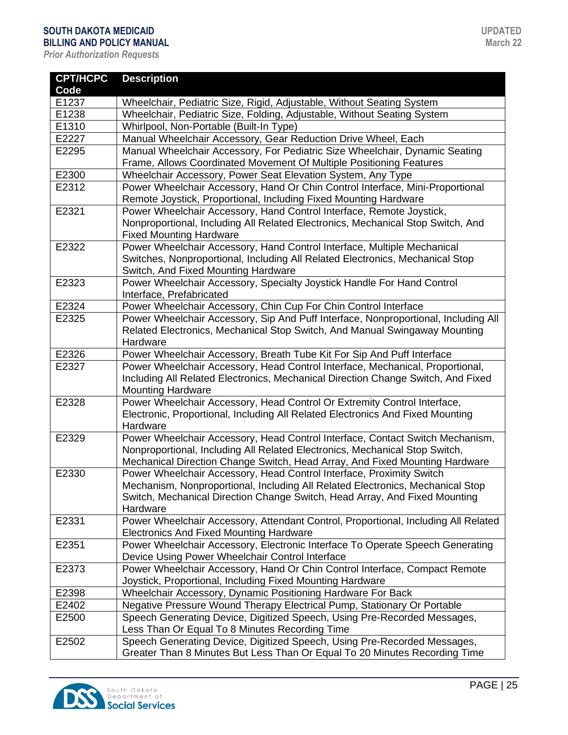| CPT/HCPC Code | Description |
|---|---|
| E1237 | Wheelchair, Pediatric Size, Rigid, Adjustable, Without Seating System |
| E1238 | Wheelchair, Pediatric Size, Folding, Adjustable, Without Seating System |
| E1310 | Whirlpool, Non-Portable (Built-In Type) |
| E2227 | Manual Wheelchair Accessory, Gear Reduction Drive Wheel, Each |
| E2295 | Manual Wheelchair Accessory, For Pediatric Size Wheelchair, Dynamic Seating Frame, Allows Coordinated Movement Of Multiple Positioning Features |
| E2300 | Wheelchair Accessory, Power Seat Elevation System, Any Type |
| E2312 | Power Wheelchair Accessory, Hand Or Chin Control Interface, Mini-Proportional Remote Joystick, Proportional, Including Fixed Mounting Hardware |
| E2321 | Power Wheelchair Accessory, Hand Control Interface, Remote Joystick, Nonproportional, Including All Related Electronics, Mechanical Stop Switch, And Fixed Mounting Hardware |
| E2322 | Power Wheelchair Accessory, Hand Control Interface, Multiple Mechanical Switches, Nonproportional, Including All Related Electronics, Mechanical Stop Switch, And Fixed Mounting Hardware |
| E2323 | Power Wheelchair Accessory, Specialty Joystick Handle For Hand Control Interface, Prefabricated |
| E2324 | Power Wheelchair Accessory, Chin Cup For Chin Control Interface |
| E2325 | Power Wheelchair Accessory, Sip And Puff Interface, Nonproportional, Including All Related Electronics, Mechanical Stop Switch, And Manual Swingaway Mounting Hardware |
| E2326 | Power Wheelchair Accessory, Breath Tube Kit For Sip And Puff Interface |
| E2327 | Power Wheelchair Accessory, Head Control Interface, Mechanical, Proportional, Including All Related Electronics, Mechanical Direction Change Switch, And Fixed Mounting Hardware |
| E2328 | Power Wheelchair Accessory, Head Control Or Extremity Control Interface, Electronic, Proportional, Including All Related Electronics And Fixed Mounting Hardware |
| E2329 | Power Wheelchair Accessory, Head Control Interface, Contact Switch Mechanism, Nonproportional, Including All Related Electronics, Mechanical Stop Switch, Mechanical Direction Change Switch, Head Array, And Fixed Mounting Hardware |
| E2330 | Power Wheelchair Accessory, Head Control Interface, Proximity Switch Mechanism, Nonproportional, Including All Related Electronics, Mechanical Stop Switch, Mechanical Direction Change Switch, Head Array, And Fixed Mounting Hardware |
| E2331 | Power Wheelchair Accessory, Attendant Control, Proportional, Including All Related Electronics And Fixed Mounting Hardware |
| E2351 | Power Wheelchair Accessory, Electronic Interface To Operate Speech Generating Device Using Power Wheelchair Control Interface |
| E2373 | Power Wheelchair Accessory, Hand Or Chin Control Interface, Compact Remote Joystick, Proportional, Including Fixed Mounting Hardware |
| E2398 | Wheelchair Accessory, Dynamic Positioning Hardware For Back |
| E2402 | Negative Pressure Wound Therapy Electrical Pump, Stationary Or Portable |
| E2500 | Speech Generating Device, Digitized Speech, Using Pre-Recorded Messages, Less Than Or Equal To 8 Minutes Recording Time |
| E2502 | Speech Generating Device, Digitized Speech, Using Pre-Recorded Messages, Greater Than 8 Minutes But Less Than Or Equal To 20 Minutes Recording Time |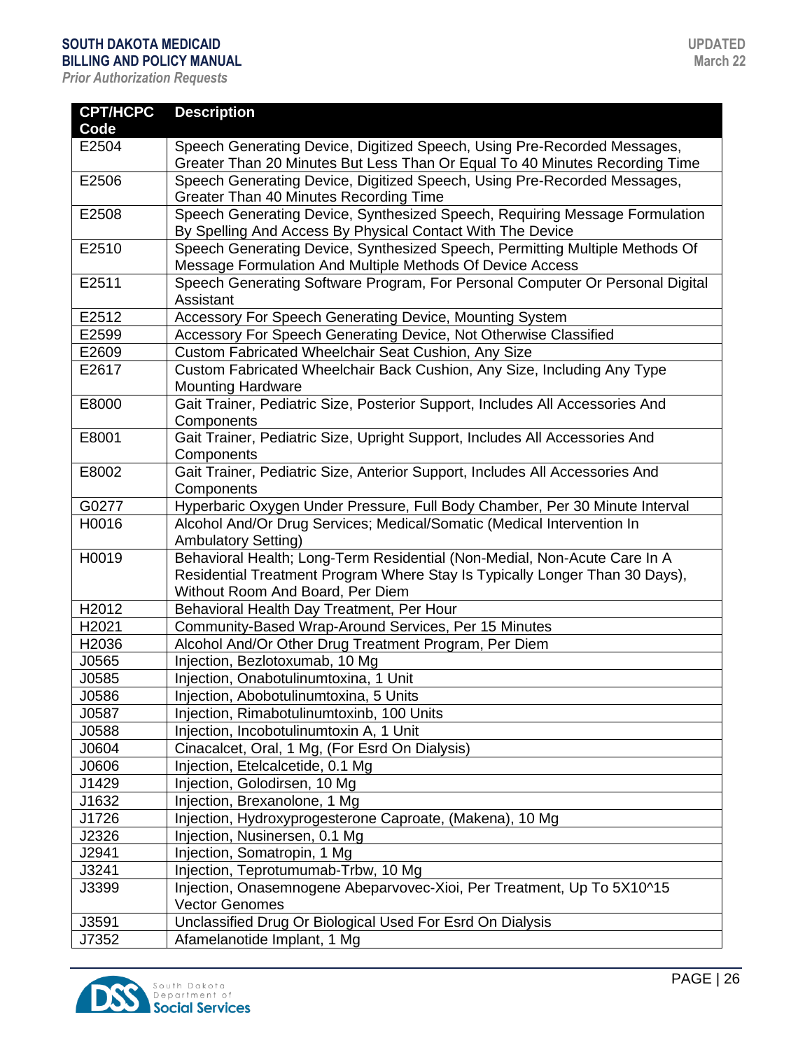| CPT/HCPC Code | Description |
|---|---|
| E2504 | Speech Generating Device, Digitized Speech, Using Pre-Recorded Messages, Greater Than 20 Minutes But Less Than Or Equal To 40 Minutes Recording Time |
| E2506 | Speech Generating Device, Digitized Speech, Using Pre-Recorded Messages, Greater Than 40 Minutes Recording Time |
| E2508 | Speech Generating Device, Synthesized Speech, Requiring Message Formulation By Spelling And Access By Physical Contact With The Device |
| E2510 | Speech Generating Device, Synthesized Speech, Permitting Multiple Methods Of Message Formulation And Multiple Methods Of Device Access |
| E2511 | Speech Generating Software Program, For Personal Computer Or Personal Digital Assistant |
| E2512 | Accessory For Speech Generating Device, Mounting System |
| E2599 | Accessory For Speech Generating Device, Not Otherwise Classified |
| E2609 | Custom Fabricated Wheelchair Seat Cushion, Any Size |
| E2617 | Custom Fabricated Wheelchair Back Cushion, Any Size, Including Any Type Mounting Hardware |
| E8000 | Gait Trainer, Pediatric Size, Posterior Support, Includes All Accessories And Components |
| E8001 | Gait Trainer, Pediatric Size, Upright Support, Includes All Accessories And Components |
| E8002 | Gait Trainer, Pediatric Size, Anterior Support, Includes All Accessories And Components |
| G0277 | Hyperbaric Oxygen Under Pressure, Full Body Chamber, Per 30 Minute Interval |
| H0016 | Alcohol And/Or Drug Services; Medical/Somatic (Medical Intervention In Ambulatory Setting) |
| H0019 | Behavioral Health; Long-Term Residential (Non-Medial, Non-Acute Care In A Residential Treatment Program Where Stay Is Typically Longer Than 30 Days), Without Room And Board, Per Diem |
| H2012 | Behavioral Health Day Treatment, Per Hour |
| H2021 | Community-Based Wrap-Around Services, Per 15 Minutes |
| H2036 | Alcohol And/Or Other Drug Treatment Program, Per Diem |
| J0565 | Injection, Bezlotoxumab, 10 Mg |
| J0585 | Injection, Onabotulinumtoxina, 1 Unit |
| J0586 | Injection, Abobotulinumtoxina, 5 Units |
| J0587 | Injection, Rimabotulinumtoxinb, 100 Units |
| J0588 | Injection, Incobotulinumtoxin A, 1 Unit |
| J0604 | Cinacalcet, Oral, 1 Mg, (For Esrd On Dialysis) |
| J0606 | Injection, Etelcalcetide, 0.1 Mg |
| J1429 | Injection, Golodirsen, 10 Mg |
| J1632 | Injection, Brexanolone, 1 Mg |
| J1726 | Injection, Hydroxyprogesterone Caproate, (Makena), 10 Mg |
| J2326 | Injection, Nusinersen, 0.1 Mg |
| J2941 | Injection, Somatropin, 1 Mg |
| J3241 | Injection, Teprotumumab-Trbw, 10 Mg |
| J3399 | Injection, Onasemnogene Abeparvovec-Xioi, Per Treatment, Up To 5X10^15 Vector Genomes |
| J3591 | Unclassified Drug Or Biological Used For Esrd On Dialysis |
| J7352 | Afamelanotide Implant, 1 Mg |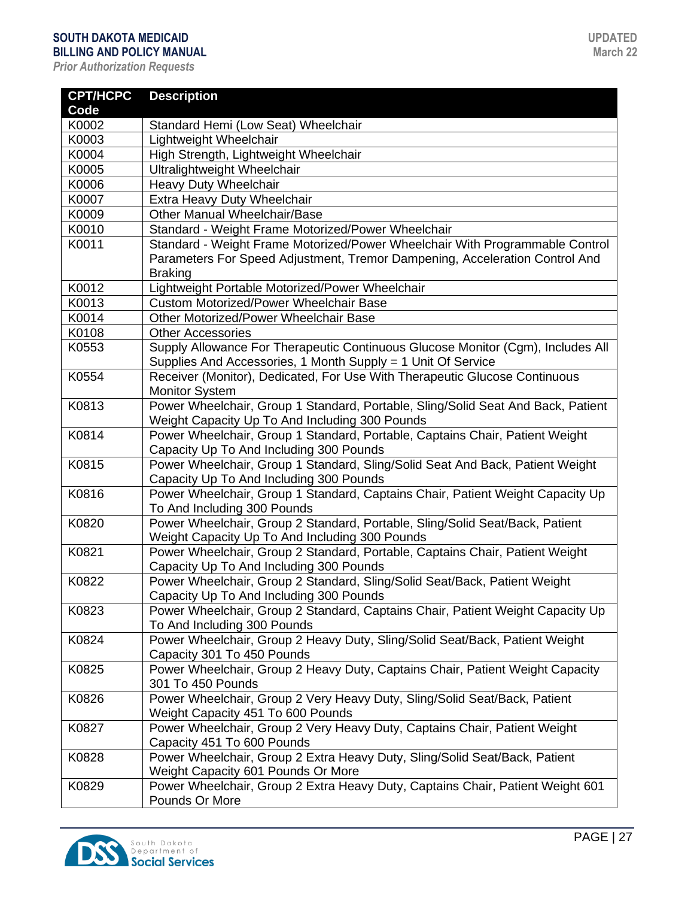| CPT/HCPC Code | Description |
|---|---|
| K0002 | Standard Hemi (Low Seat) Wheelchair |
| K0003 | Lightweight Wheelchair |
| K0004 | High Strength, Lightweight Wheelchair |
| K0005 | Ultralightweight Wheelchair |
| K0006 | Heavy Duty Wheelchair |
| K0007 | Extra Heavy Duty Wheelchair |
| K0009 | Other Manual Wheelchair/Base |
| K0010 | Standard - Weight Frame Motorized/Power Wheelchair |
| K0011 | Standard - Weight Frame Motorized/Power Wheelchair With Programmable Control Parameters For Speed Adjustment, Tremor Dampening, Acceleration Control And Braking |
| K0012 | Lightweight Portable Motorized/Power Wheelchair |
| K0013 | Custom Motorized/Power Wheelchair Base |
| K0014 | Other Motorized/Power Wheelchair Base |
| K0108 | Other Accessories |
| K0553 | Supply Allowance For Therapeutic Continuous Glucose Monitor (Cgm), Includes All Supplies And Accessories, 1 Month Supply = 1 Unit Of Service |
| K0554 | Receiver (Monitor), Dedicated, For Use With Therapeutic Glucose Continuous Monitor System |
| K0813 | Power Wheelchair, Group 1 Standard, Portable, Sling/Solid Seat And Back, Patient Weight Capacity Up To And Including 300 Pounds |
| K0814 | Power Wheelchair, Group 1 Standard, Portable, Captains Chair, Patient Weight Capacity Up To And Including 300 Pounds |
| K0815 | Power Wheelchair, Group 1 Standard, Sling/Solid Seat And Back, Patient Weight Capacity Up To And Including 300 Pounds |
| K0816 | Power Wheelchair, Group 1 Standard, Captains Chair, Patient Weight Capacity Up To And Including 300 Pounds |
| K0820 | Power Wheelchair, Group 2 Standard, Portable, Sling/Solid Seat/Back, Patient Weight Capacity Up To And Including 300 Pounds |
| K0821 | Power Wheelchair, Group 2 Standard, Portable, Captains Chair, Patient Weight Capacity Up To And Including 300 Pounds |
| K0822 | Power Wheelchair, Group 2 Standard, Sling/Solid Seat/Back, Patient Weight Capacity Up To And Including 300 Pounds |
| K0823 | Power Wheelchair, Group 2 Standard, Captains Chair, Patient Weight Capacity Up To And Including 300 Pounds |
| K0824 | Power Wheelchair, Group 2 Heavy Duty, Sling/Solid Seat/Back, Patient Weight Capacity 301 To 450 Pounds |
| K0825 | Power Wheelchair, Group 2 Heavy Duty, Captains Chair, Patient Weight Capacity 301 To 450 Pounds |
| K0826 | Power Wheelchair, Group 2 Very Heavy Duty, Sling/Solid Seat/Back, Patient Weight Capacity 451 To 600 Pounds |
| K0827 | Power Wheelchair, Group 2 Very Heavy Duty, Captains Chair, Patient Weight Capacity 451 To 600 Pounds |
| K0828 | Power Wheelchair, Group 2 Extra Heavy Duty, Sling/Solid Seat/Back, Patient Weight Capacity 601 Pounds Or More |
| K0829 | Power Wheelchair, Group 2 Extra Heavy Duty, Captains Chair, Patient Weight 601 Pounds Or More |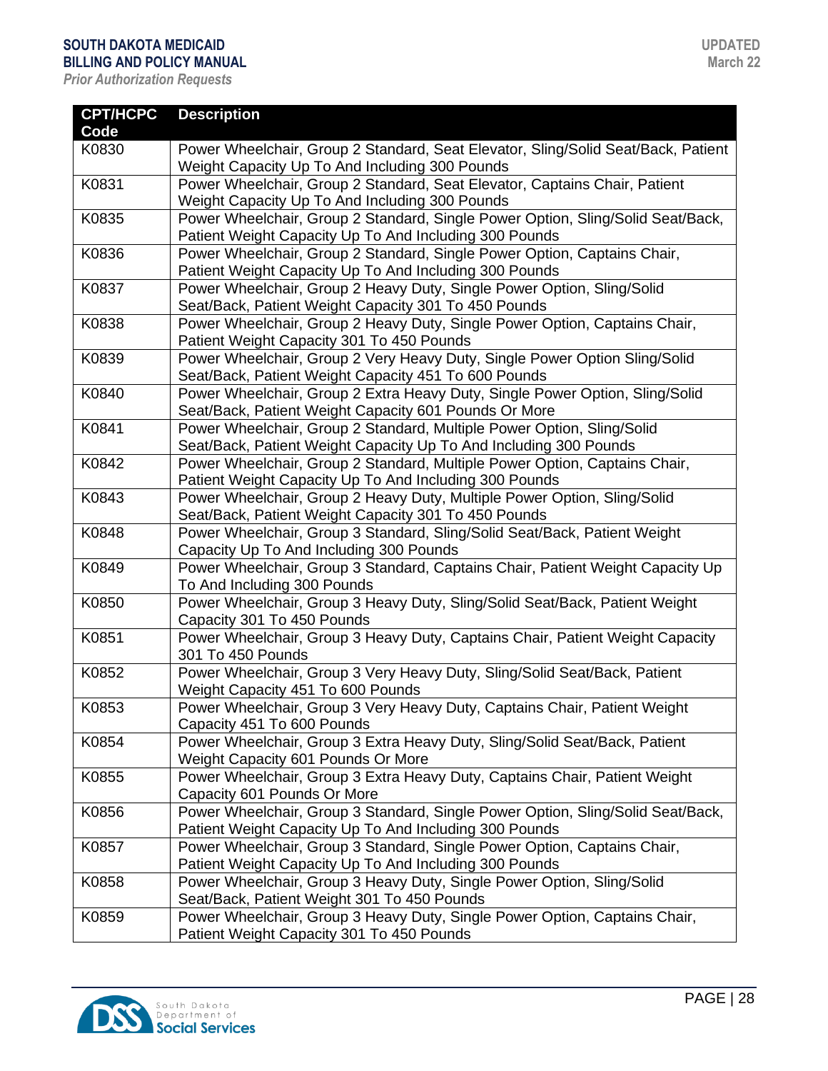| CPT/HCPC Code | Description |
|---|---|
| K0830 | Power Wheelchair, Group 2 Standard, Seat Elevator, Sling/Solid Seat/Back, Patient Weight Capacity Up To And Including 300 Pounds |
| K0831 | Power Wheelchair, Group 2 Standard, Seat Elevator, Captains Chair, Patient Weight Capacity Up To And Including 300 Pounds |
| K0835 | Power Wheelchair, Group 2 Standard, Single Power Option, Sling/Solid Seat/Back, Patient Weight Capacity Up To And Including 300 Pounds |
| K0836 | Power Wheelchair, Group 2 Standard, Single Power Option, Captains Chair, Patient Weight Capacity Up To And Including 300 Pounds |
| K0837 | Power Wheelchair, Group 2 Heavy Duty, Single Power Option, Sling/Solid Seat/Back, Patient Weight Capacity 301 To 450 Pounds |
| K0838 | Power Wheelchair, Group 2 Heavy Duty, Single Power Option, Captains Chair, Patient Weight Capacity 301 To 450 Pounds |
| K0839 | Power Wheelchair, Group 2 Very Heavy Duty, Single Power Option Sling/Solid Seat/Back, Patient Weight Capacity 451 To 600 Pounds |
| K0840 | Power Wheelchair, Group 2 Extra Heavy Duty, Single Power Option, Sling/Solid Seat/Back, Patient Weight Capacity 601 Pounds Or More |
| K0841 | Power Wheelchair, Group 2 Standard, Multiple Power Option, Sling/Solid Seat/Back, Patient Weight Capacity Up To And Including 300 Pounds |
| K0842 | Power Wheelchair, Group 2 Standard, Multiple Power Option, Captains Chair, Patient Weight Capacity Up To And Including 300 Pounds |
| K0843 | Power Wheelchair, Group 2 Heavy Duty, Multiple Power Option, Sling/Solid Seat/Back, Patient Weight Capacity 301 To 450 Pounds |
| K0848 | Power Wheelchair, Group 3 Standard, Sling/Solid Seat/Back, Patient Weight Capacity Up To And Including 300 Pounds |
| K0849 | Power Wheelchair, Group 3 Standard, Captains Chair, Patient Weight Capacity Up To And Including 300 Pounds |
| K0850 | Power Wheelchair, Group 3 Heavy Duty, Sling/Solid Seat/Back, Patient Weight Capacity 301 To 450 Pounds |
| K0851 | Power Wheelchair, Group 3 Heavy Duty, Captains Chair, Patient Weight Capacity 301 To 450 Pounds |
| K0852 | Power Wheelchair, Group 3 Very Heavy Duty, Sling/Solid Seat/Back, Patient Weight Capacity 451 To 600 Pounds |
| K0853 | Power Wheelchair, Group 3 Very Heavy Duty, Captains Chair, Patient Weight Capacity 451 To 600 Pounds |
| K0854 | Power Wheelchair, Group 3 Extra Heavy Duty, Sling/Solid Seat/Back, Patient Weight Capacity 601 Pounds Or More |
| K0855 | Power Wheelchair, Group 3 Extra Heavy Duty, Captains Chair, Patient Weight Capacity 601 Pounds Or More |
| K0856 | Power Wheelchair, Group 3 Standard, Single Power Option, Sling/Solid Seat/Back, Patient Weight Capacity Up To And Including 300 Pounds |
| K0857 | Power Wheelchair, Group 3 Standard, Single Power Option, Captains Chair, Patient Weight Capacity Up To And Including 300 Pounds |
| K0858 | Power Wheelchair, Group 3 Heavy Duty, Single Power Option, Sling/Solid Seat/Back, Patient Weight 301 To 450 Pounds |
| K0859 | Power Wheelchair, Group 3 Heavy Duty, Single Power Option, Captains Chair, Patient Weight Capacity 301 To 450 Pounds |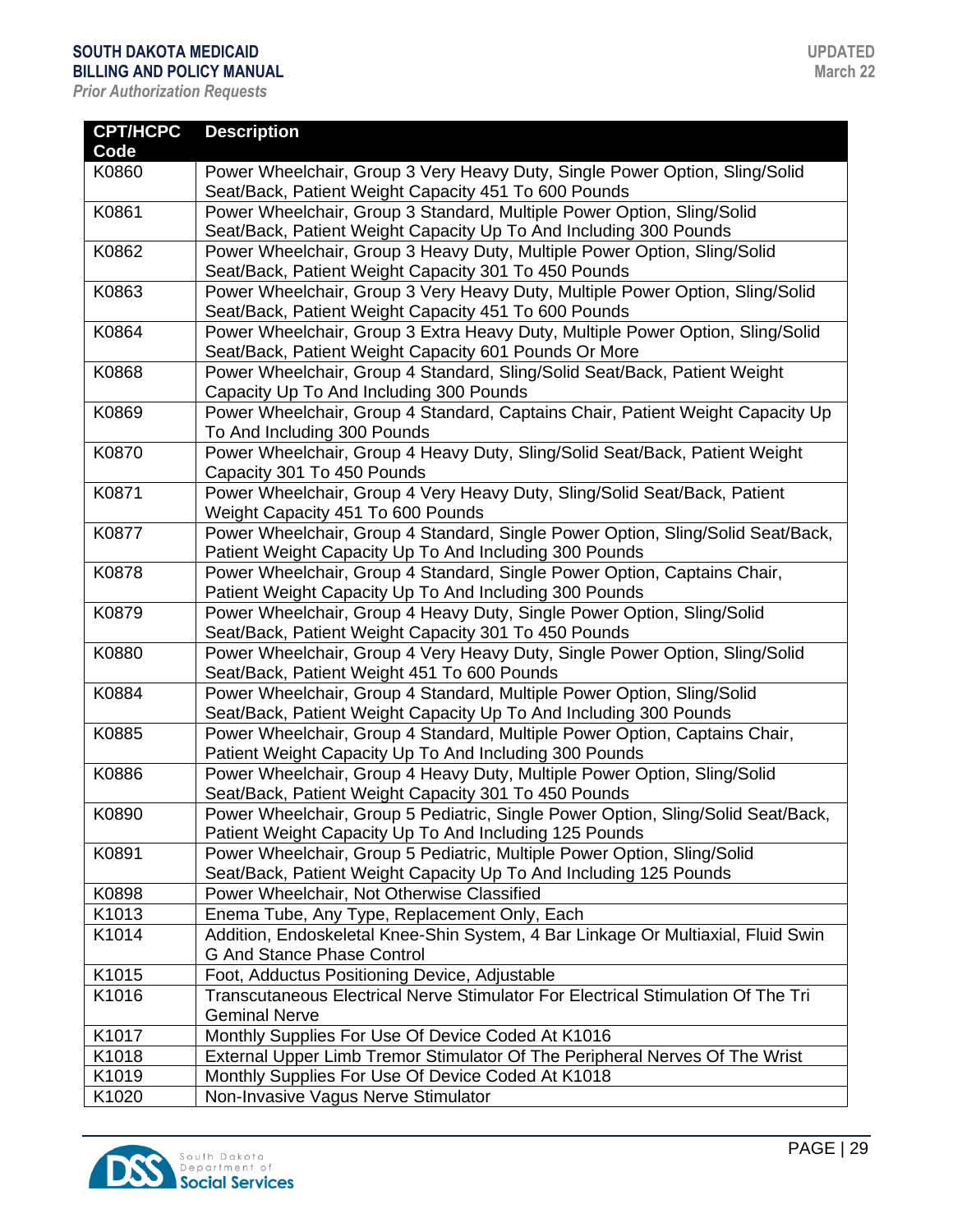| CPT/HCPC Code | Description |
|---|---|
| K0860 | Power Wheelchair, Group 3 Very Heavy Duty, Single Power Option, Sling/Solid Seat/Back, Patient Weight Capacity 451 To 600 Pounds |
| K0861 | Power Wheelchair, Group 3 Standard, Multiple Power Option, Sling/Solid Seat/Back, Patient Weight Capacity Up To And Including 300 Pounds |
| K0862 | Power Wheelchair, Group 3 Heavy Duty, Multiple Power Option, Sling/Solid Seat/Back, Patient Weight Capacity 301 To 450 Pounds |
| K0863 | Power Wheelchair, Group 3 Very Heavy Duty, Multiple Power Option, Sling/Solid Seat/Back, Patient Weight Capacity 451 To 600 Pounds |
| K0864 | Power Wheelchair, Group 3 Extra Heavy Duty, Multiple Power Option, Sling/Solid Seat/Back, Patient Weight Capacity 601 Pounds Or More |
| K0868 | Power Wheelchair, Group 4 Standard, Sling/Solid Seat/Back, Patient Weight Capacity Up To And Including 300 Pounds |
| K0869 | Power Wheelchair, Group 4 Standard, Captains Chair, Patient Weight Capacity Up To And Including 300 Pounds |
| K0870 | Power Wheelchair, Group 4 Heavy Duty, Sling/Solid Seat/Back, Patient Weight Capacity 301 To 450 Pounds |
| K0871 | Power Wheelchair, Group 4 Very Heavy Duty, Sling/Solid Seat/Back, Patient Weight Capacity 451 To 600 Pounds |
| K0877 | Power Wheelchair, Group 4 Standard, Single Power Option, Sling/Solid Seat/Back, Patient Weight Capacity Up To And Including 300 Pounds |
| K0878 | Power Wheelchair, Group 4 Standard, Single Power Option, Captains Chair, Patient Weight Capacity Up To And Including 300 Pounds |
| K0879 | Power Wheelchair, Group 4 Heavy Duty, Single Power Option, Sling/Solid Seat/Back, Patient Weight Capacity 301 To 450 Pounds |
| K0880 | Power Wheelchair, Group 4 Very Heavy Duty, Single Power Option, Sling/Solid Seat/Back, Patient Weight 451 To 600 Pounds |
| K0884 | Power Wheelchair, Group 4 Standard, Multiple Power Option, Sling/Solid Seat/Back, Patient Weight Capacity Up To And Including 300 Pounds |
| K0885 | Power Wheelchair, Group 4 Standard, Multiple Power Option, Captains Chair, Patient Weight Capacity Up To And Including 300 Pounds |
| K0886 | Power Wheelchair, Group 4 Heavy Duty, Multiple Power Option, Sling/Solid Seat/Back, Patient Weight Capacity 301 To 450 Pounds |
| K0890 | Power Wheelchair, Group 5 Pediatric, Single Power Option, Sling/Solid Seat/Back, Patient Weight Capacity Up To And Including 125 Pounds |
| K0891 | Power Wheelchair, Group 5 Pediatric, Multiple Power Option, Sling/Solid Seat/Back, Patient Weight Capacity Up To And Including 125 Pounds |
| K0898 | Power Wheelchair, Not Otherwise Classified |
| K1013 | Enema Tube, Any Type, Replacement Only, Each |
| K1014 | Addition, Endoskeletal Knee-Shin System, 4 Bar Linkage Or Multiaxial, Fluid Swin G And Stance Phase Control |
| K1015 | Foot, Adductus Positioning Device, Adjustable |
| K1016 | Transcutaneous Electrical Nerve Stimulator For Electrical Stimulation Of The Tri Geminal Nerve |
| K1017 | Monthly Supplies For Use Of Device Coded At K1016 |
| K1018 | External Upper Limb Tremor Stimulator Of The Peripheral Nerves Of The Wrist |
| K1019 | Monthly Supplies For Use Of Device Coded At K1018 |
| K1020 | Non-Invasive Vagus Nerve Stimulator |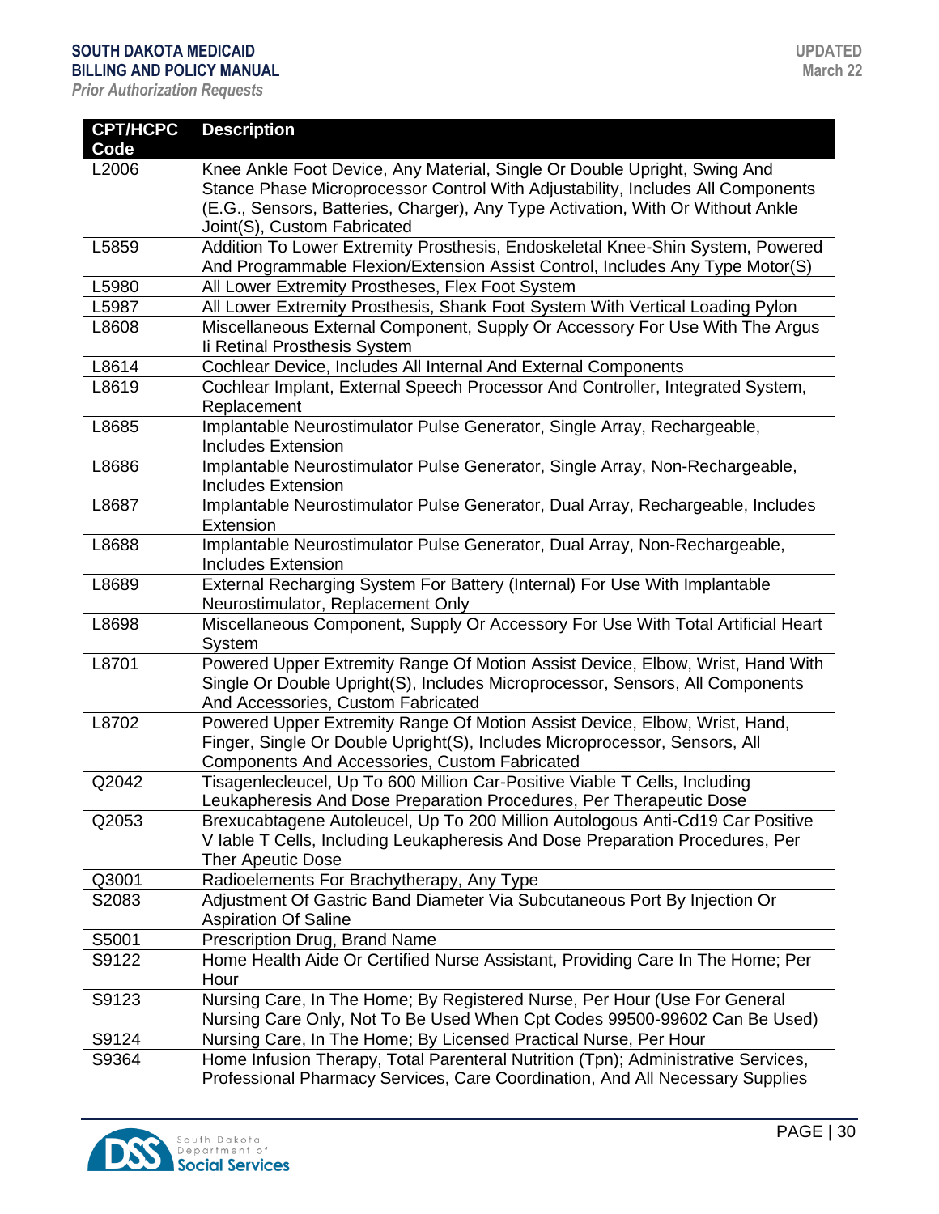| CPT/HCPC Code | Description |
|---|---|
| L2006 | Knee Ankle Foot Device, Any Material, Single Or Double Upright, Swing And Stance Phase Microprocessor Control With Adjustability, Includes All Components (E.G., Sensors, Batteries, Charger), Any Type Activation, With Or Without Ankle Joint(S), Custom Fabricated |
| L5859 | Addition To Lower Extremity Prosthesis, Endoskeletal Knee-Shin System, Powered And Programmable Flexion/Extension Assist Control, Includes Any Type Motor(S) |
| L5980 | All Lower Extremity Prostheses, Flex Foot System |
| L5987 | All Lower Extremity Prosthesis, Shank Foot System With Vertical Loading Pylon |
| L8608 | Miscellaneous External Component, Supply Or Accessory For Use With The Argus Ii Retinal Prosthesis System |
| L8614 | Cochlear Device, Includes All Internal And External Components |
| L8619 | Cochlear Implant, External Speech Processor And Controller, Integrated System, Replacement |
| L8685 | Implantable Neurostimulator Pulse Generator, Single Array, Rechargeable, Includes Extension |
| L8686 | Implantable Neurostimulator Pulse Generator, Single Array, Non-Rechargeable, Includes Extension |
| L8687 | Implantable Neurostimulator Pulse Generator, Dual Array, Rechargeable, Includes Extension |
| L8688 | Implantable Neurostimulator Pulse Generator, Dual Array, Non-Rechargeable, Includes Extension |
| L8689 | External Recharging System For Battery (Internal) For Use With Implantable Neurostimulator, Replacement Only |
| L8698 | Miscellaneous Component, Supply Or Accessory For Use With Total Artificial Heart System |
| L8701 | Powered Upper Extremity Range Of Motion Assist Device, Elbow, Wrist, Hand With Single Or Double Upright(S), Includes Microprocessor, Sensors, All Components And Accessories, Custom Fabricated |
| L8702 | Powered Upper Extremity Range Of Motion Assist Device, Elbow, Wrist, Hand, Finger, Single Or Double Upright(S), Includes Microprocessor, Sensors, All Components And Accessories, Custom Fabricated |
| Q2042 | Tisagenlecleucel, Up To 600 Million Car-Positive Viable T Cells, Including Leukapheresis And Dose Preparation Procedures, Per Therapeutic Dose |
| Q2053 | Brexucabtagene Autoleucel, Up To 200 Million Autologous Anti-Cd19 Car Positive V Iable T Cells, Including Leukapheresis And Dose Preparation Procedures, Per Ther Apeutic Dose |
| Q3001 | Radioelements For Brachytherapy, Any Type |
| S2083 | Adjustment Of Gastric Band Diameter Via Subcutaneous Port By Injection Or Aspiration Of Saline |
| S5001 | Prescription Drug, Brand Name |
| S9122 | Home Health Aide Or Certified Nurse Assistant, Providing Care In The Home; Per Hour |
| S9123 | Nursing Care, In The Home; By Registered Nurse, Per Hour (Use For General Nursing Care Only, Not To Be Used When Cpt Codes 99500-99602 Can Be Used) |
| S9124 | Nursing Care, In The Home; By Licensed Practical Nurse, Per Hour |
| S9364 | Home Infusion Therapy, Total Parenteral Nutrition (Tpn); Administrative Services, Professional Pharmacy Services, Care Coordination, And All Necessary Supplies |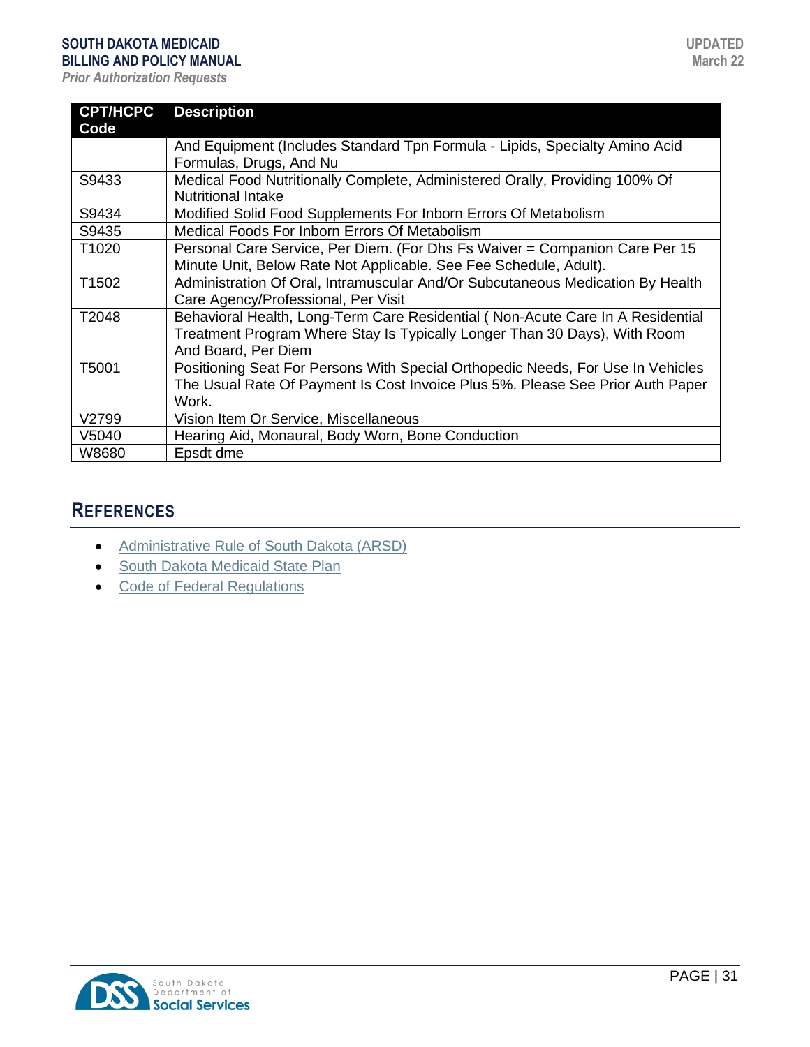| CPT/HCPC Code | Description |
| --- | --- |
| | And Equipment (Includes Standard Tpn Formula - Lipids, Specialty Amino Acid Formulas, Drugs, And Nu |
| S9433 | Medical Food Nutritionally Complete, Administered Orally, Providing 100% Of Nutritional Intake |
| S9434 | Modified Solid Food Supplements For Inborn Errors Of Metabolism |
| S9435 | Medical Foods For Inborn Errors Of Metabolism |
| T1020 | Personal Care Service, Per Diem. (For Dhs Fs Waiver = Companion Care Per 15 Minute Unit, Below Rate Not Applicable. See Fee Schedule, Adult). |
| T1502 | Administration Of Oral, Intramuscular And/Or Subcutaneous Medication By Health Care Agency/Professional, Per Visit |
| T2048 | Behavioral Health, Long-Term Care Residential ( Non-Acute Care In A Residential Treatment Program Where Stay Is Typically Longer Than 30 Days), With Room And Board, Per Diem |
| T5001 | Positioning Seat For Persons With Special Orthopedic Needs, For Use In Vehicles The Usual Rate Of Payment Is Cost Invoice Plus 5%. Please See Prior Auth Paper Work. |
| V2799 | Vision Item Or Service, Miscellaneous |
| V5040 | Hearing Aid, Monaural, Body Worn, Bone Conduction |
| W8680 | Epsdt dme |

## REFERENCES

- Administrative Rule of South Dakota (ARSD)
- South Dakota Medicaid State Plan
- Code of Federal Regulations